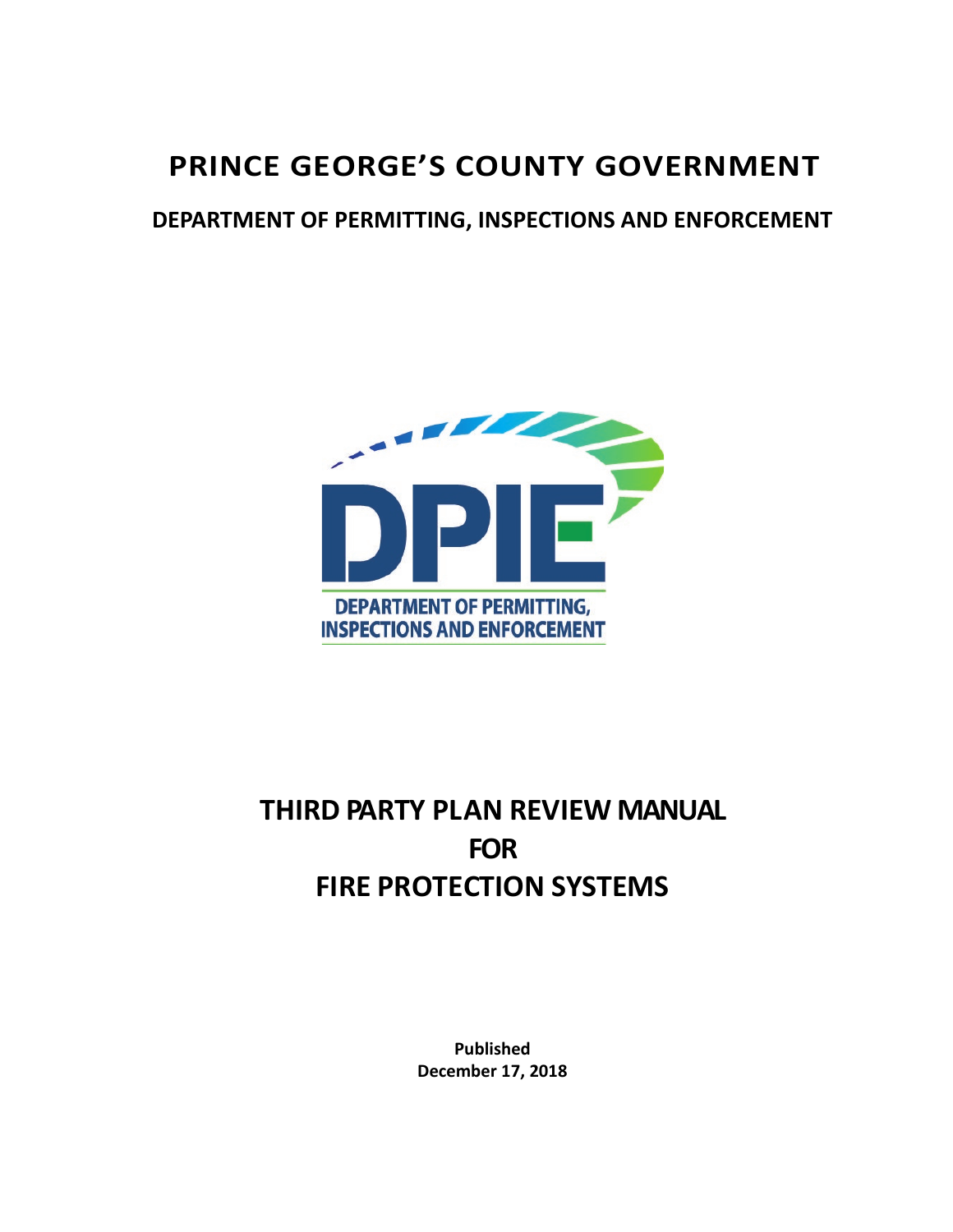# PRINCE GEORGE'S COUNTY GOVERNMENT

## DEPARTMENT OF PERMITTING, INSPECTIONS AND ENFORCEMENT

DPIE

DEPARTMENT OF PERMITTING, INSPECTIONS AND ENFORCEMENT

# THIRD PARTY PLAN REVIEW MANUAL FOR FIRE PROTECTION SYSTEMS

**Published**
**December 17, 2018**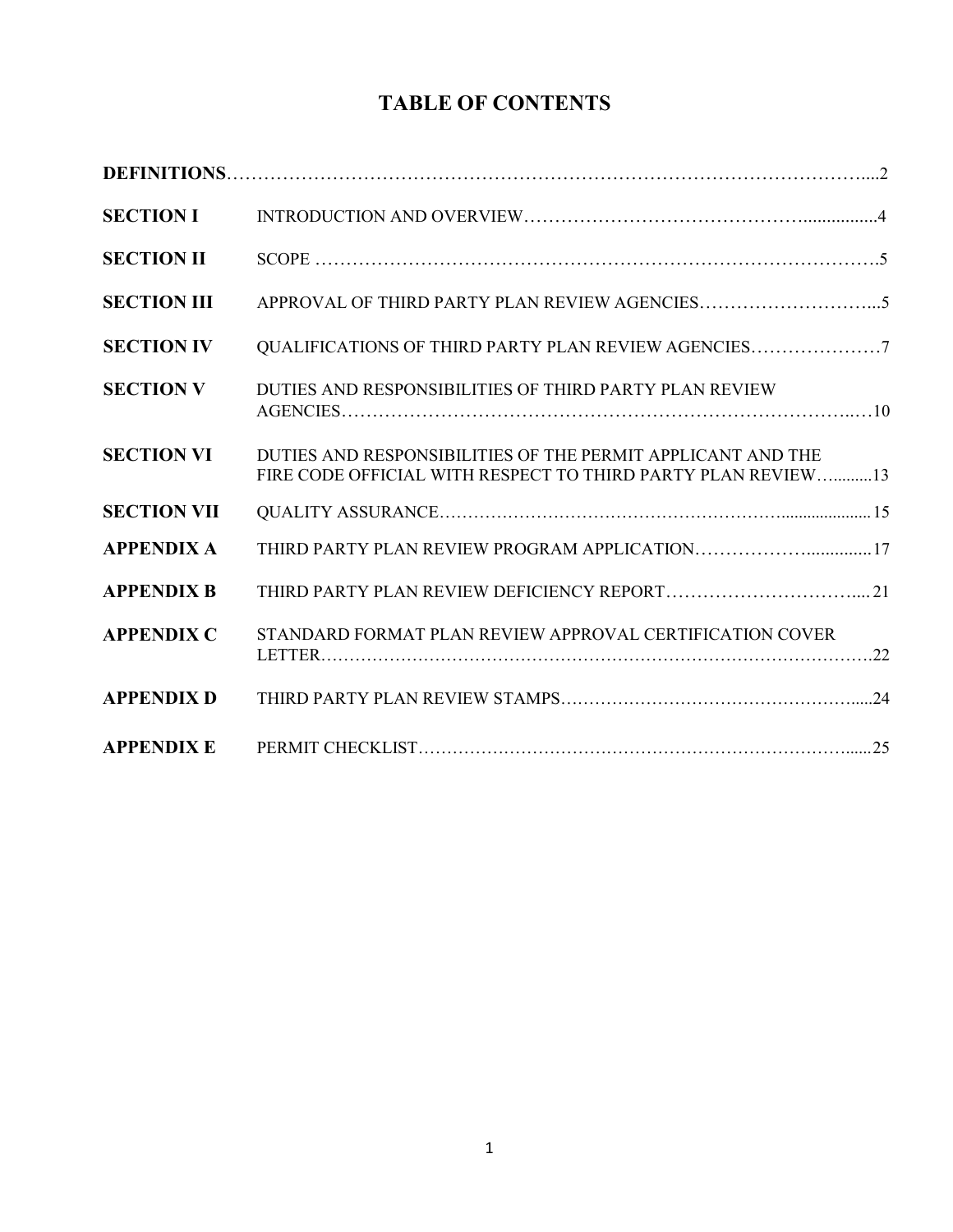# TABLE OF CONTENTS

| | | |
|---|---|---|
| **DEFINITIONS** | | 2 |
| **SECTION I** | INTRODUCTION AND OVERVIEW | 4 |
| **SECTION II** | SCOPE | 5 |
| **SECTION III** | APPROVAL OF THIRD PARTY PLAN REVIEW AGENCIES | 5 |
| **SECTION IV** | QUALIFICATIONS OF THIRD PARTY PLAN REVIEW AGENCIES | 7 |
| **SECTION V** | DUTIES AND RESPONSIBILITIES OF THIRD PARTY PLAN REVIEW AGENCIES | 10 |
| **SECTION VI** | DUTIES AND RESPONSIBILITIES OF THE PERMIT APPLICANT AND THE FIRE CODE OFFICIAL WITH RESPECT TO THIRD PARTY PLAN REVIEW | 13 |
| **SECTION VII** | QUALITY ASSURANCE | 15 |
| **APPENDIX A** | THIRD PARTY PLAN REVIEW PROGRAM APPLICATION | 17 |
| **APPENDIX B** | THIRD PARTY PLAN REVIEW DEFICIENCY REPORT | 21 |
| **APPENDIX C** | STANDARD FORMAT PLAN REVIEW APPROVAL CERTIFICATION COVER LETTER | 22 |
| **APPENDIX D** | THIRD PARTY PLAN REVIEW STAMPS | 24 |
| **APPENDIX E** | PERMIT CHECKLIST | 25 |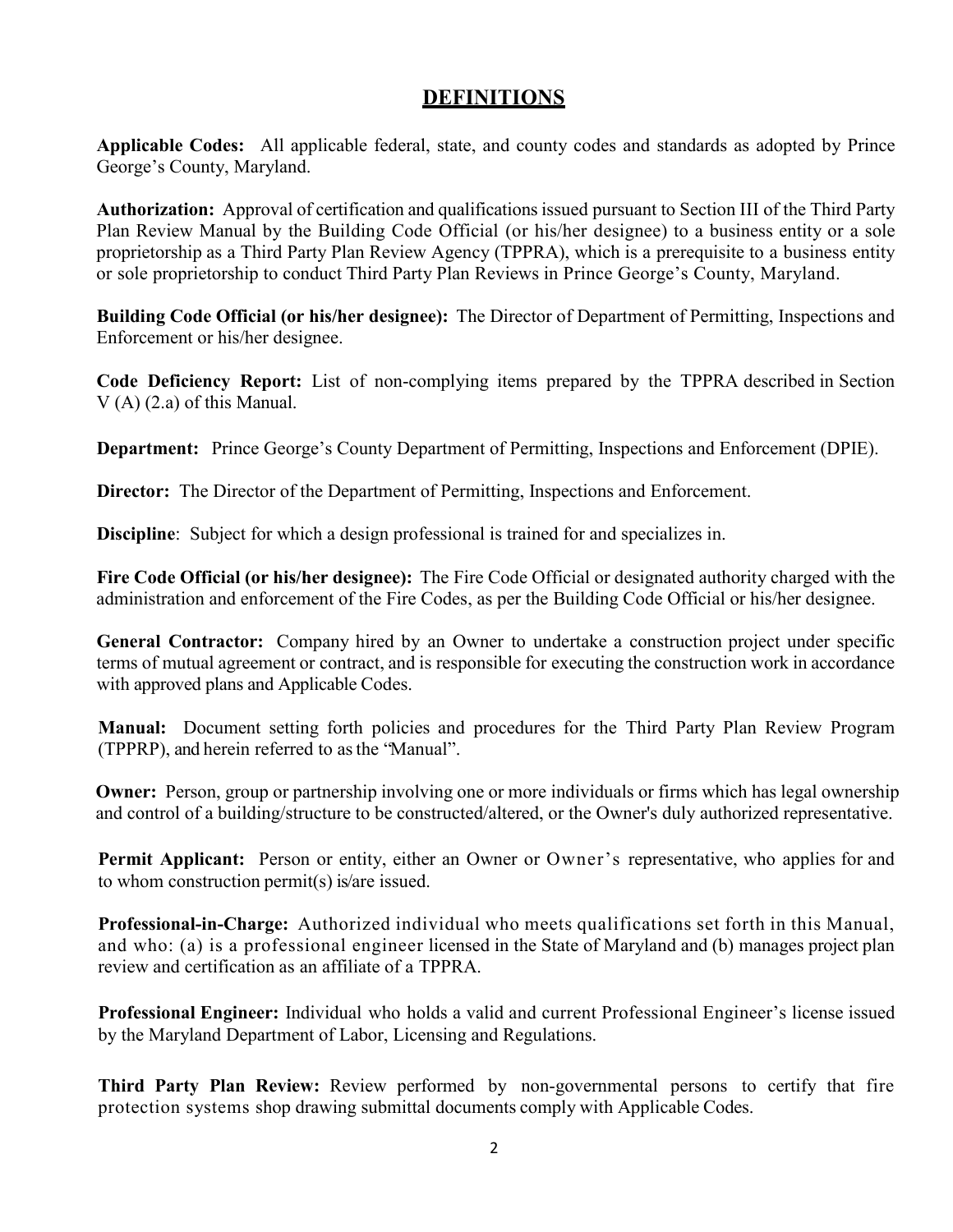# DEFINITIONS

**Applicable Codes:** All applicable federal, state, and county codes and standards as adopted by Prince George's County, Maryland.

**Authorization:** Approval of certification and qualifications issued pursuant to Section III of the Third Party Plan Review Manual by the Building Code Official (or his/her designee) to a business entity or a sole proprietorship as a Third Party Plan Review Agency (TPPRA), which is a prerequisite to a business entity or sole proprietorship to conduct Third Party Plan Reviews in Prince George's County, Maryland.

**Building Code Official (or his/her designee):** The Director of Department of Permitting, Inspections and Enforcement or his/her designee.

**Code Deficiency Report:** List of non-complying items prepared by the TPPRA described in Section V (A) (2.a) of this Manual.

**Department:** Prince George's County Department of Permitting, Inspections and Enforcement (DPIE).

**Director:** The Director of the Department of Permitting, Inspections and Enforcement.

**Discipline**: Subject for which a design professional is trained for and specializes in.

**Fire Code Official (or his/her designee):** The Fire Code Official or designated authority charged with the administration and enforcement of the Fire Codes, as per the Building Code Official or his/her designee.

**General Contractor:** Company hired by an Owner to undertake a construction project under specific terms of mutual agreement or contract, and is responsible for executing the construction work in accordance with approved plans and Applicable Codes.

**Manual:** Document setting forth policies and procedures for the Third Party Plan Review Program (TPPRP), and herein referred to as the "Manual".

**Owner:** Person, group or partnership involving one or more individuals or firms which has legal ownership and control of a building/structure to be constructed/altered, or the Owner's duly authorized representative.

**Permit Applicant:** Person or entity, either an Owner or Owner's representative, who applies for and to whom construction permit(s) is/are issued.

**Professional-in-Charge:** Authorized individual who meets qualifications set forth in this Manual, and who: (a) is a professional engineer licensed in the State of Maryland and (b) manages project plan review and certification as an affiliate of a TPPRA.

**Professional Engineer:** Individual who holds a valid and current Professional Engineer's license issued by the Maryland Department of Labor, Licensing and Regulations.

**Third Party Plan Review:** Review performed by non-governmental persons to certify that fire protection systems shop drawing submittal documents comply with Applicable Codes.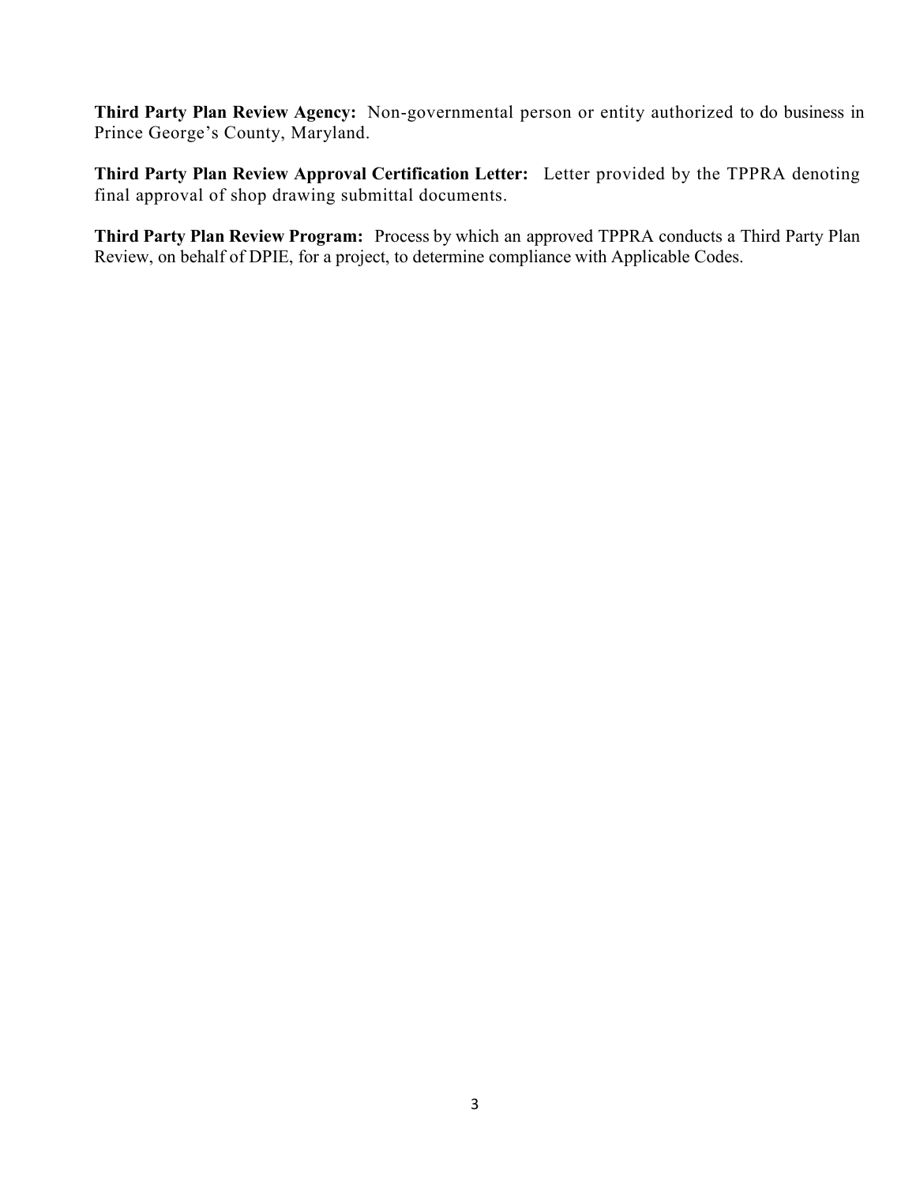**Third Party Plan Review Agency:** Non-governmental person or entity authorized to do business in Prince George's County, Maryland.

**Third Party Plan Review Approval Certification Letter:** Letter provided by the TPPRA denoting final approval of shop drawing submittal documents.

**Third Party Plan Review Program:** Process by which an approved TPPRA conducts a Third Party Plan Review, on behalf of DPIE, for a project, to determine compliance with Applicable Codes.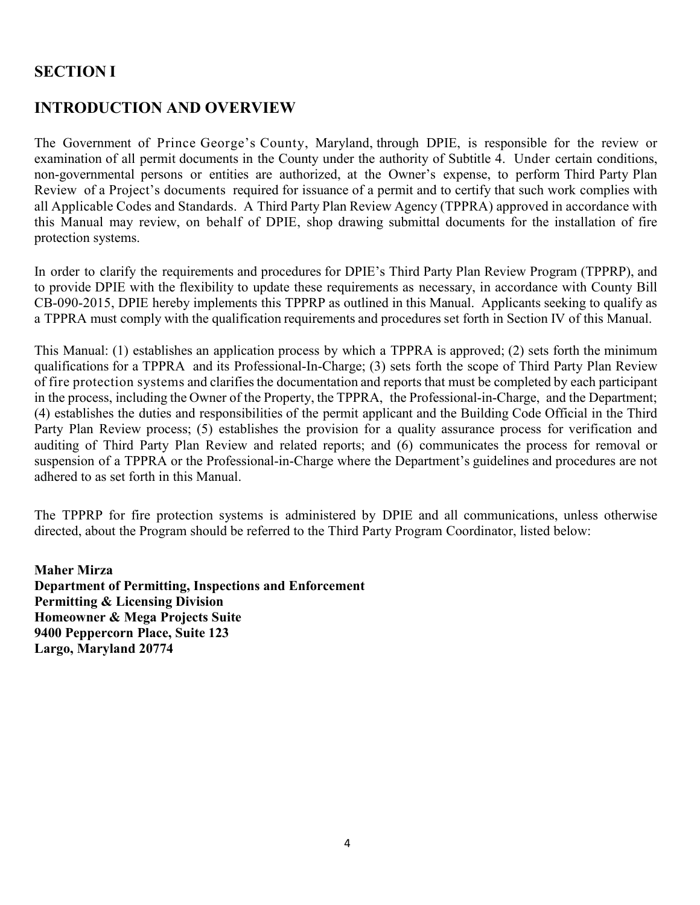## SECTION I

## INTRODUCTION AND OVERVIEW

The Government of Prince George's County, Maryland, through DPIE, is responsible for the review or examination of all permit documents in the County under the authority of Subtitle 4. Under certain conditions, non-governmental persons or entities are authorized, at the Owner's expense, to perform Third Party Plan Review of a Project's documents required for issuance of a permit and to certify that such work complies with all Applicable Codes and Standards. A Third Party Plan Review Agency (TPPRA) approved in accordance with this Manual may review, on behalf of DPIE, shop drawing submittal documents for the installation of fire protection systems.

In order to clarify the requirements and procedures for DPIE's Third Party Plan Review Program (TPPRP), and to provide DPIE with the flexibility to update these requirements as necessary, in accordance with County Bill CB-090-2015, DPIE hereby implements this TPPRP as outlined in this Manual. Applicants seeking to qualify as a TPPRA must comply with the qualification requirements and procedures set forth in Section IV of this Manual.

This Manual: (1) establishes an application process by which a TPPRA is approved; (2) sets forth the minimum qualifications for a TPPRA and its Professional-In-Charge; (3) sets forth the scope of Third Party Plan Review of fire protection systems and clarifies the documentation and reports that must be completed by each participant in the process, including the Owner of the Property, the TPPRA, the Professional-in-Charge, and the Department; (4) establishes the duties and responsibilities of the permit applicant and the Building Code Official in the Third Party Plan Review process; (5) establishes the provision for a quality assurance process for verification and auditing of Third Party Plan Review and related reports; and (6) communicates the process for removal or suspension of a TPPRA or the Professional-in-Charge where the Department's guidelines and procedures are not adhered to as set forth in this Manual.

The TPPRP for fire protection systems is administered by DPIE and all communications, unless otherwise directed, about the Program should be referred to the Third Party Program Coordinator, listed below:

**Maher Mirza**
**Department of Permitting, Inspections and Enforcement**
**Permitting & Licensing Division**
**Homeowner & Mega Projects Suite**
**9400 Peppercorn Place, Suite 123**
**Largo, Maryland 20774**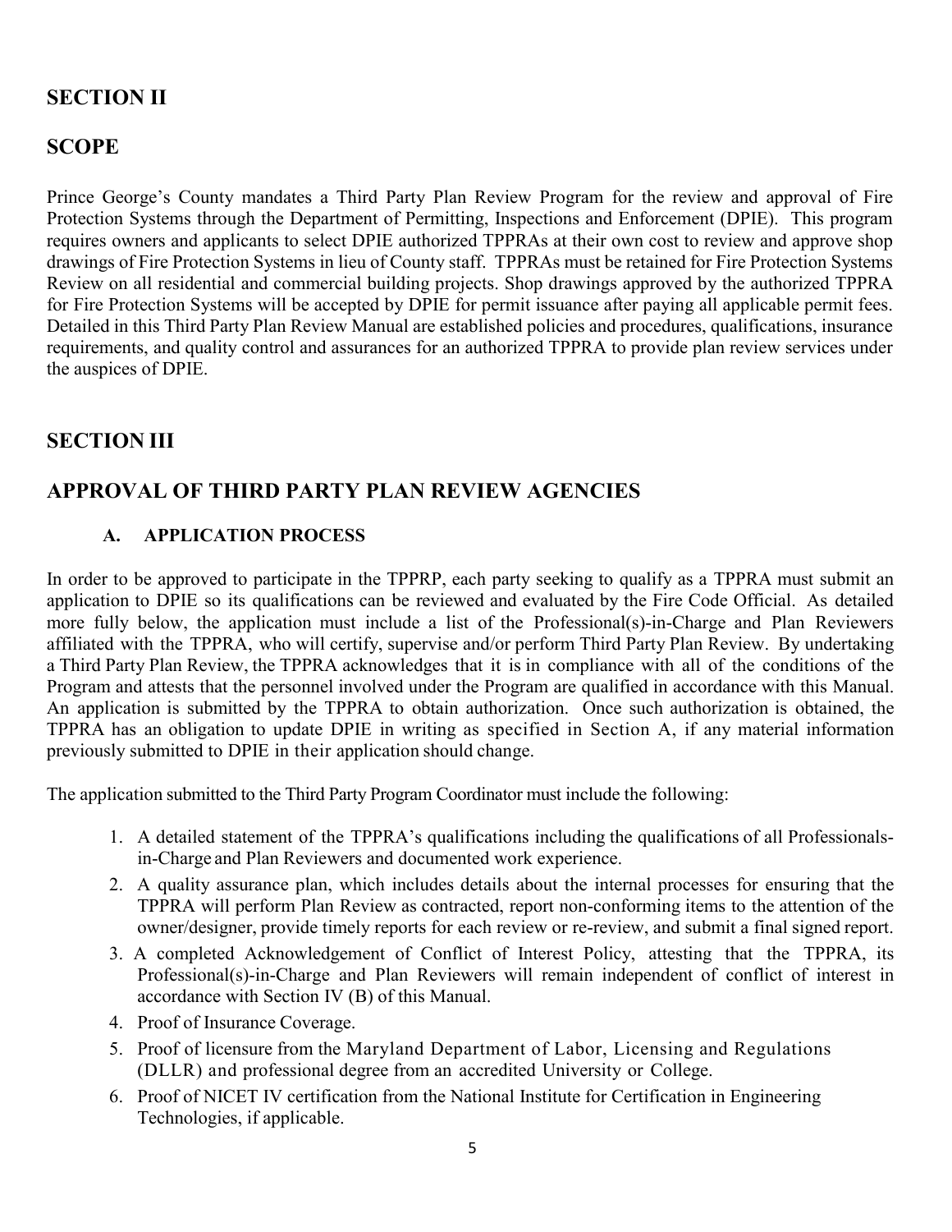## SECTION II

## SCOPE

Prince George's County mandates a Third Party Plan Review Program for the review and approval of Fire Protection Systems through the Department of Permitting, Inspections and Enforcement (DPIE). This program requires owners and applicants to select DPIE authorized TPPRAs at their own cost to review and approve shop drawings of Fire Protection Systems in lieu of County staff. TPPRAs must be retained for Fire Protection Systems Review on all residential and commercial building projects. Shop drawings approved by the authorized TPPRA for Fire Protection Systems will be accepted by DPIE for permit issuance after paying all applicable permit fees. Detailed in this Third Party Plan Review Manual are established policies and procedures, qualifications, insurance requirements, and quality control and assurances for an authorized TPPRA to provide plan review services under the auspices of DPIE.

## SECTION III

## APPROVAL OF THIRD PARTY PLAN REVIEW AGENCIES

### A. APPLICATION PROCESS

In order to be approved to participate in the TPPRP, each party seeking to qualify as a TPPRA must submit an application to DPIE so its qualifications can be reviewed and evaluated by the Fire Code Official. As detailed more fully below, the application must include a list of the Professional(s)-in-Charge and Plan Reviewers affiliated with the TPPRA, who will certify, supervise and/or perform Third Party Plan Review. By undertaking a Third Party Plan Review, the TPPRA acknowledges that it is in compliance with all of the conditions of the Program and attests that the personnel involved under the Program are qualified in accordance with this Manual. An application is submitted by the TPPRA to obtain authorization. Once such authorization is obtained, the TPPRA has an obligation to update DPIE in writing as specified in Section A, if any material information previously submitted to DPIE in their application should change.

The application submitted to the Third Party Program Coordinator must include the following:

1. A detailed statement of the TPPRA's qualifications including the qualifications of all Professionals-in-Charge and Plan Reviewers and documented work experience.
2. A quality assurance plan, which includes details about the internal processes for ensuring that the TPPRA will perform Plan Review as contracted, report non-conforming items to the attention of the owner/designer, provide timely reports for each review or re-review, and submit a final signed report.
3. A completed Acknowledgement of Conflict of Interest Policy, attesting that the TPPRA, its Professional(s)-in-Charge and Plan Reviewers will remain independent of conflict of interest in accordance with Section IV (B) of this Manual.
4. Proof of Insurance Coverage.
5. Proof of licensure from the Maryland Department of Labor, Licensing and Regulations (DLLR) and professional degree from an accredited University or College.
6. Proof of NICET IV certification from the National Institute for Certification in Engineering Technologies, if applicable.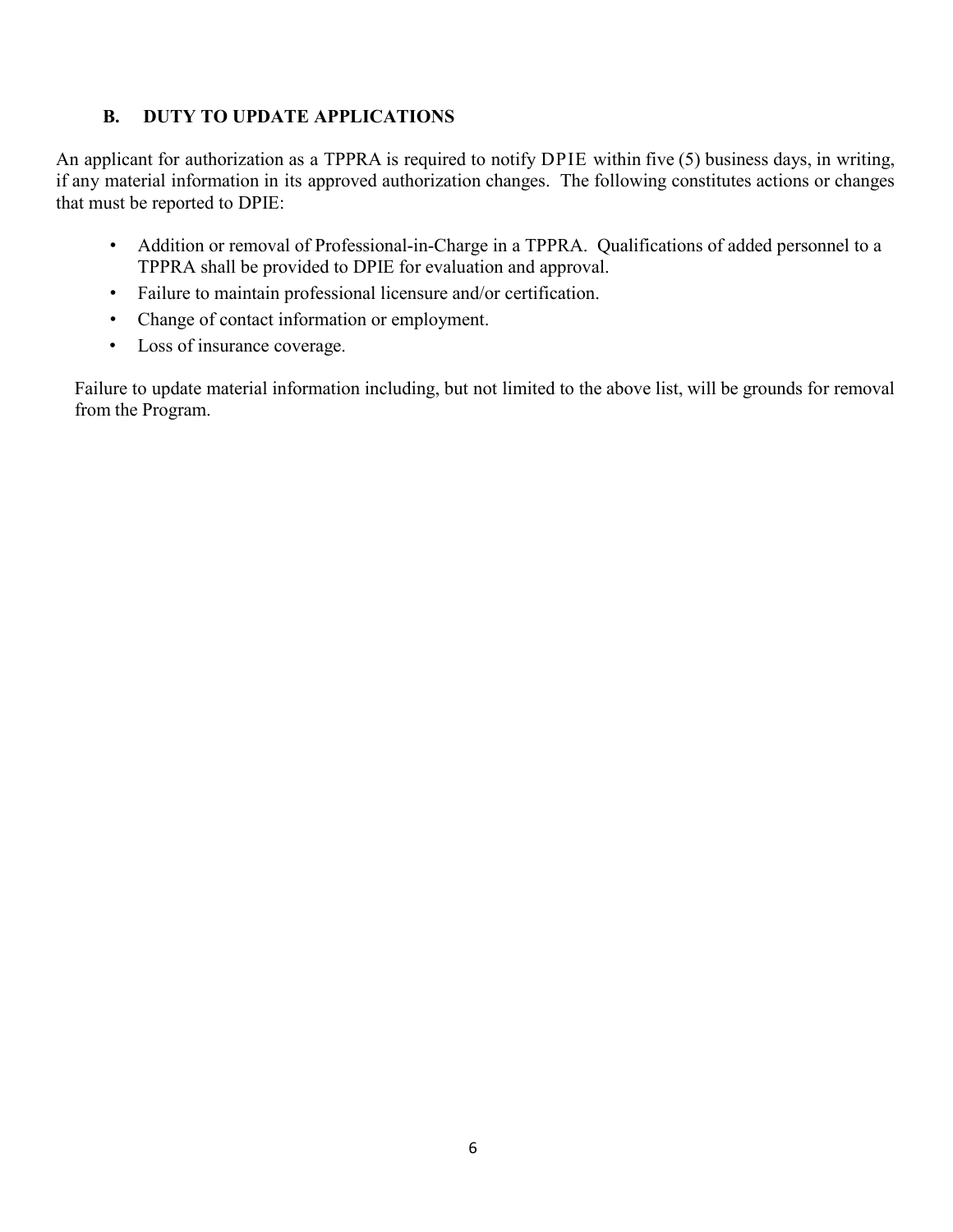### B. DUTY TO UPDATE APPLICATIONS

An applicant for authorization as a TPPRA is required to notify DPIE within five (5) business days, in writing, if any material information in its approved authorization changes. The following constitutes actions or changes that must be reported to DPIE:

- Addition or removal of Professional-in-Charge in a TPPRA. Qualifications of added personnel to a TPPRA shall be provided to DPIE for evaluation and approval.
- Failure to maintain professional licensure and/or certification.
- Change of contact information or employment.
- Loss of insurance coverage.

Failure to update material information including, but not limited to the above list, will be grounds for removal from the Program.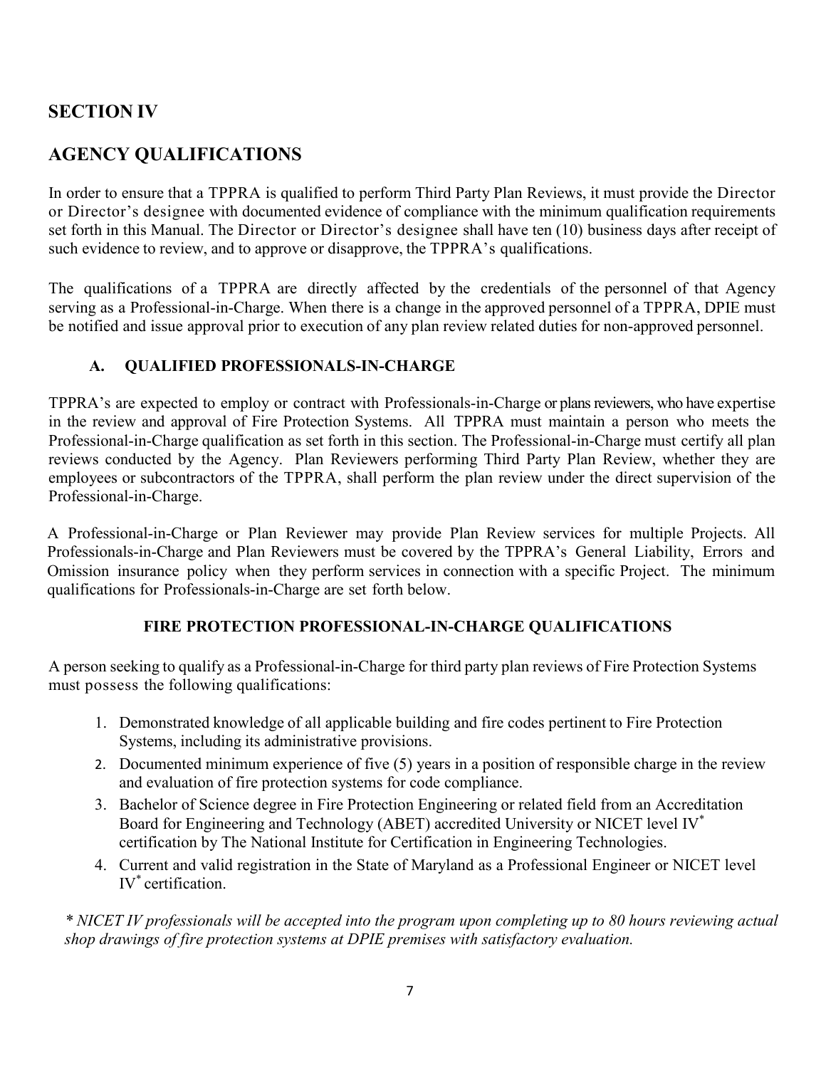## SECTION IV

## AGENCY QUALIFICATIONS

In order to ensure that a TPPRA is qualified to perform Third Party Plan Reviews, it must provide the Director or Director's designee with documented evidence of compliance with the minimum qualification requirements set forth in this Manual. The Director or Director's designee shall have ten (10) business days after receipt of such evidence to review, and to approve or disapprove, the TPPRA's qualifications.

The qualifications of a TPPRA are directly affected by the credentials of the personnel of that Agency serving as a Professional-in-Charge. When there is a change in the approved personnel of a TPPRA, DPIE must be notified and issue approval prior to execution of any plan review related duties for non-approved personnel.

### A. QUALIFIED PROFESSIONALS-IN-CHARGE

TPPRA's are expected to employ or contract with Professionals-in-Charge or plans reviewers, who have expertise in the review and approval of Fire Protection Systems. All TPPRA must maintain a person who meets the Professional-in-Charge qualification as set forth in this section. The Professional-in-Charge must certify all plan reviews conducted by the Agency. Plan Reviewers performing Third Party Plan Review, whether they are employees or subcontractors of the TPPRA, shall perform the plan review under the direct supervision of the Professional-in-Charge.

A Professional-in-Charge or Plan Reviewer may provide Plan Review services for multiple Projects. All Professionals-in-Charge and Plan Reviewers must be covered by the TPPRA's General Liability, Errors and Omission insurance policy when they perform services in connection with a specific Project. The minimum qualifications for Professionals-in-Charge are set forth below.

#### FIRE PROTECTION PROFESSIONAL-IN-CHARGE QUALIFICATIONS

A person seeking to qualify as a Professional-in-Charge for third party plan reviews of Fire Protection Systems must possess the following qualifications:

1. Demonstrated knowledge of all applicable building and fire codes pertinent to Fire Protection Systems, including its administrative provisions.
2. Documented minimum experience of five (5) years in a position of responsible charge in the review and evaluation of fire protection systems for code compliance.
3. Bachelor of Science degree in Fire Protection Engineering or related field from an Accreditation Board for Engineering and Technology (ABET) accredited University or NICET level IV* certification by The National Institute for Certification in Engineering Technologies.
4. Current and valid registration in the State of Maryland as a Professional Engineer or NICET level IV* certification.

*\* NICET IV professionals will be accepted into the program upon completing up to 80 hours reviewing actual shop drawings of fire protection systems at DPIE premises with satisfactory evaluation.*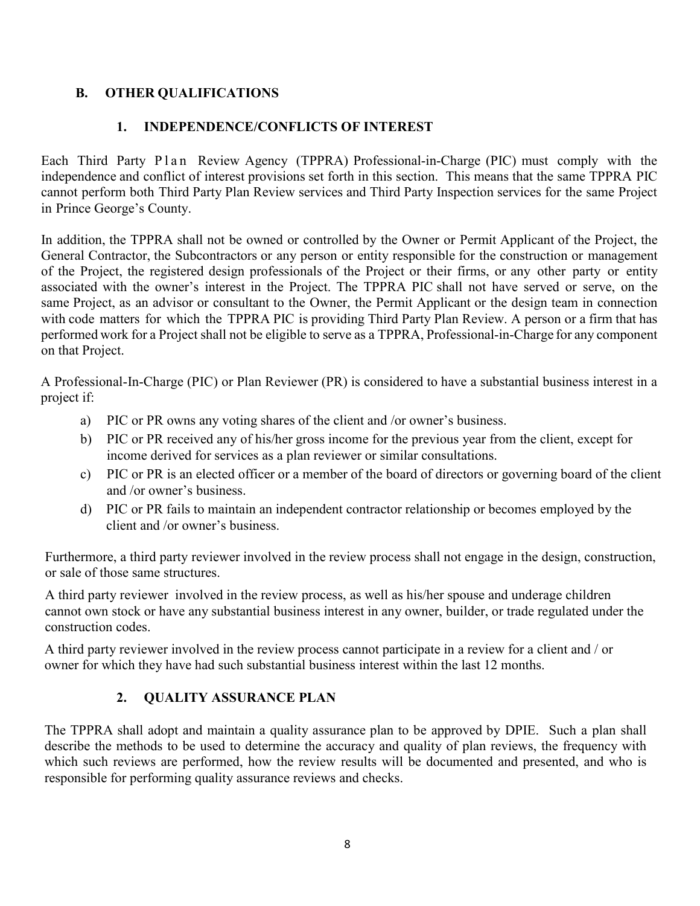## B. OTHER QUALIFICATIONS

### 1. INDEPENDENCE/CONFLICTS OF INTEREST

Each Third Party Plan Review Agency (TPPRA) Professional-in-Charge (PIC) must comply with the independence and conflict of interest provisions set forth in this section. This means that the same TPPRA PIC cannot perform both Third Party Plan Review services and Third Party Inspection services for the same Project in Prince George's County.

In addition, the TPPRA shall not be owned or controlled by the Owner or Permit Applicant of the Project, the General Contractor, the Subcontractors or any person or entity responsible for the construction or management of the Project, the registered design professionals of the Project or their firms, or any other party or entity associated with the owner's interest in the Project. The TPPRA PIC shall not have served or serve, on the same Project, as an advisor or consultant to the Owner, the Permit Applicant or the design team in connection with code matters for which the TPPRA PIC is providing Third Party Plan Review. A person or a firm that has performed work for a Project shall not be eligible to serve as a TPPRA, Professional-in-Charge for any component on that Project.

A Professional-In-Charge (PIC) or Plan Reviewer (PR) is considered to have a substantial business interest in a project if:

a) PIC or PR owns any voting shares of the client and /or owner's business.
b) PIC or PR received any of his/her gross income for the previous year from the client, except for income derived for services as a plan reviewer or similar consultations.
c) PIC or PR is an elected officer or a member of the board of directors or governing board of the client and /or owner's business.
d) PIC or PR fails to maintain an independent contractor relationship or becomes employed by the client and /or owner's business.

Furthermore, a third party reviewer involved in the review process shall not engage in the design, construction, or sale of those same structures.

A third party reviewer involved in the review process, as well as his/her spouse and underage children cannot own stock or have any substantial business interest in any owner, builder, or trade regulated under the construction codes.

A third party reviewer involved in the review process cannot participate in a review for a client and / or owner for which they have had such substantial business interest within the last 12 months.

### 2. QUALITY ASSURANCE PLAN

The TPPRA shall adopt and maintain a quality assurance plan to be approved by DPIE. Such a plan shall describe the methods to be used to determine the accuracy and quality of plan reviews, the frequency with which such reviews are performed, how the review results will be documented and presented, and who is responsible for performing quality assurance reviews and checks.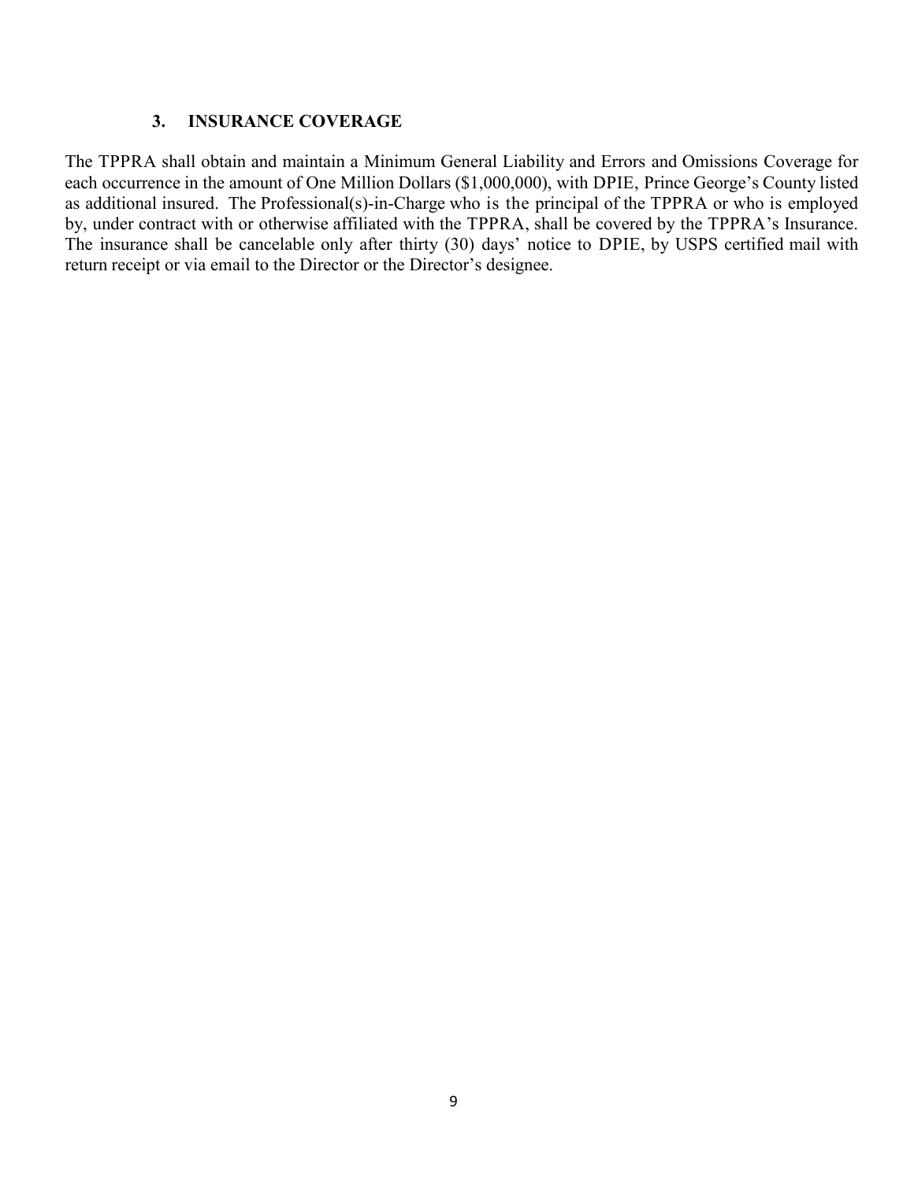### 3. INSURANCE COVERAGE

The TPPRA shall obtain and maintain a Minimum General Liability and Errors and Omissions Coverage for each occurrence in the amount of One Million Dollars ($1,000,000), with DPIE, Prince George's County listed as additional insured. The Professional(s)-in-Charge who is the principal of the TPPRA or who is employed by, under contract with or otherwise affiliated with the TPPRA, shall be covered by the TPPRA's Insurance. The insurance shall be cancelable only after thirty (30) days' notice to DPIE, by USPS certified mail with return receipt or via email to the Director or the Director's designee.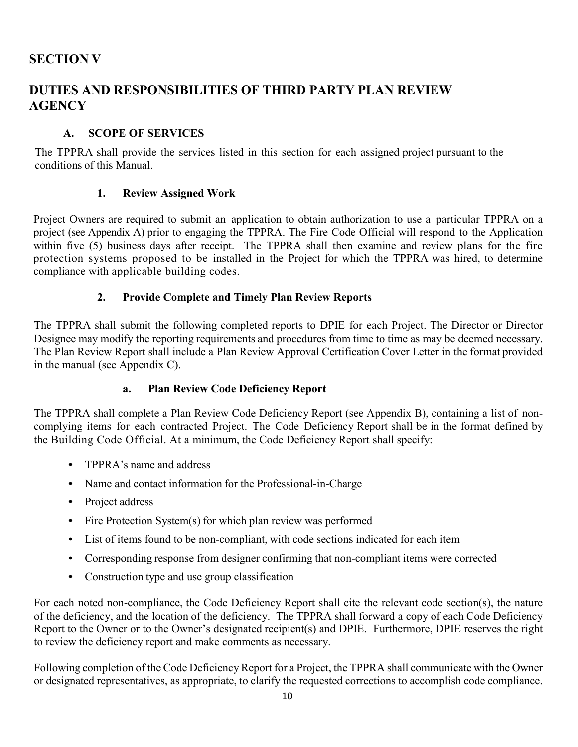## SECTION V

## DUTIES AND RESPONSIBILITIES OF THIRD PARTY PLAN REVIEW AGENCY

### A. SCOPE OF SERVICES

The TPPRA shall provide the services listed in this section for each assigned project pursuant to the conditions of this Manual.

#### 1. Review Assigned Work

Project Owners are required to submit an application to obtain authorization to use a particular TPPRA on a project (see Appendix A) prior to engaging the TPPRA. The Fire Code Official will respond to the Application within five (5) business days after receipt. The TPPRA shall then examine and review plans for the fire protection systems proposed to be installed in the Project for which the TPPRA was hired, to determine compliance with applicable building codes.

#### 2. Provide Complete and Timely Plan Review Reports

The TPPRA shall submit the following completed reports to DPIE for each Project. The Director or Director Designee may modify the reporting requirements and procedures from time to time as may be deemed necessary. The Plan Review Report shall include a Plan Review Approval Certification Cover Letter in the format provided in the manual (see Appendix C).

##### a. Plan Review Code Deficiency Report

The TPPRA shall complete a Plan Review Code Deficiency Report (see Appendix B), containing a list of non-complying items for each contracted Project. The Code Deficiency Report shall be in the format defined by the Building Code Official. At a minimum, the Code Deficiency Report shall specify:

- TPPRA's name and address
- Name and contact information for the Professional-in-Charge
- Project address
- Fire Protection System(s) for which plan review was performed
- List of items found to be non-compliant, with code sections indicated for each item
- Corresponding response from designer confirming that non-compliant items were corrected
- Construction type and use group classification

For each noted non-compliance, the Code Deficiency Report shall cite the relevant code section(s), the nature of the deficiency, and the location of the deficiency. The TPPRA shall forward a copy of each Code Deficiency Report to the Owner or to the Owner's designated recipient(s) and DPIE. Furthermore, DPIE reserves the right to review the deficiency report and make comments as necessary.

Following completion of the Code Deficiency Report for a Project, the TPPRA shall communicate with the Owner or designated representatives, as appropriate, to clarify the requested corrections to accomplish code compliance.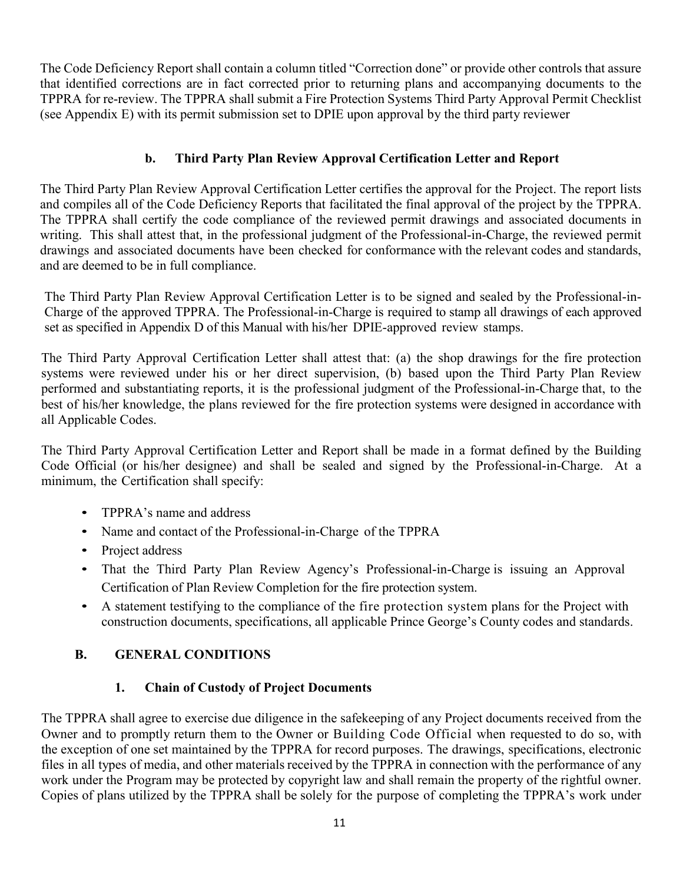The Code Deficiency Report shall contain a column titled "Correction done" or provide other controls that assure that identified corrections are in fact corrected prior to returning plans and accompanying documents to the TPPRA for re-review. The TPPRA shall submit a Fire Protection Systems Third Party Approval Permit Checklist (see Appendix E) with its permit submission set to DPIE upon approval by the third party reviewer

#### b. Third Party Plan Review Approval Certification Letter and Report

The Third Party Plan Review Approval Certification Letter certifies the approval for the Project. The report lists and compiles all of the Code Deficiency Reports that facilitated the final approval of the project by the TPPRA. The TPPRA shall certify the code compliance of the reviewed permit drawings and associated documents in writing. This shall attest that, in the professional judgment of the Professional-in-Charge, the reviewed permit drawings and associated documents have been checked for conformance with the relevant codes and standards, and are deemed to be in full compliance.

The Third Party Plan Review Approval Certification Letter is to be signed and sealed by the Professional-in-Charge of the approved TPPRA. The Professional-in-Charge is required to stamp all drawings of each approved set as specified in Appendix D of this Manual with his/her DPIE-approved review stamps.

The Third Party Approval Certification Letter shall attest that: (a) the shop drawings for the fire protection systems were reviewed under his or her direct supervision, (b) based upon the Third Party Plan Review performed and substantiating reports, it is the professional judgment of the Professional-in-Charge that, to the best of his/her knowledge, the plans reviewed for the fire protection systems were designed in accordance with all Applicable Codes.

The Third Party Approval Certification Letter and Report shall be made in a format defined by the Building Code Official (or his/her designee) and shall be sealed and signed by the Professional-in-Charge. At a minimum, the Certification shall specify:

- TPPRA's name and address
- Name and contact of the Professional-in-Charge of the TPPRA
- Project address
- That the Third Party Plan Review Agency's Professional-in-Charge is issuing an Approval Certification of Plan Review Completion for the fire protection system.
- A statement testifying to the compliance of the fire protection system plans for the Project with construction documents, specifications, all applicable Prince George's County codes and standards.

## B. GENERAL CONDITIONS

### 1. Chain of Custody of Project Documents

The TPPRA shall agree to exercise due diligence in the safekeeping of any Project documents received from the Owner and to promptly return them to the Owner or Building Code Official when requested to do so, with the exception of one set maintained by the TPPRA for record purposes. The drawings, specifications, electronic files in all types of media, and other materials received by the TPPRA in connection with the performance of any work under the Program may be protected by copyright law and shall remain the property of the rightful owner. Copies of plans utilized by the TPPRA shall be solely for the purpose of completing the TPPRA's work under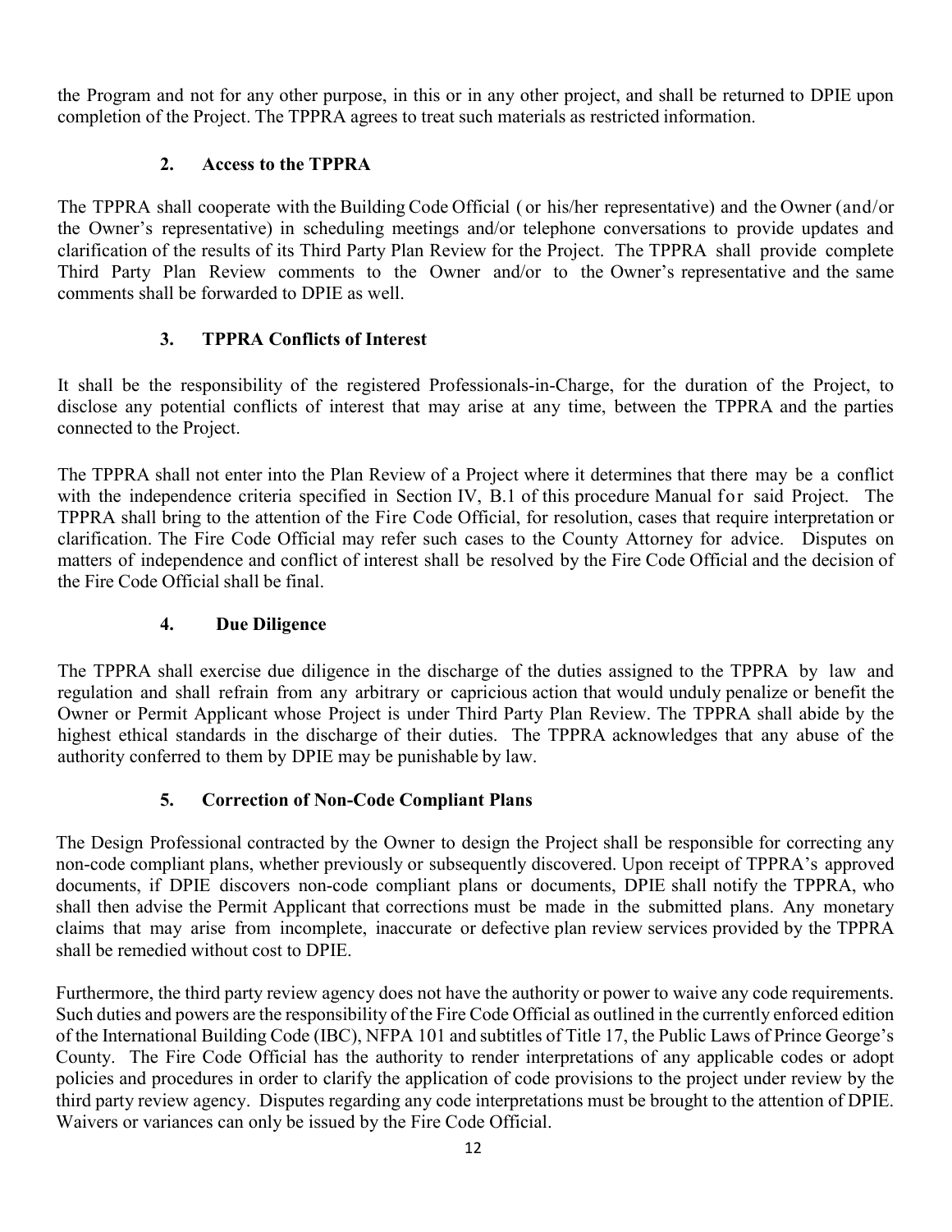the Program and not for any other purpose, in this or in any other project, and shall be returned to DPIE upon completion of the Project. The TPPRA agrees to treat such materials as restricted information.

### 2. Access to the TPPRA

The TPPRA shall cooperate with the Building Code Official ( or his/her representative) and the Owner (and/or the Owner's representative) in scheduling meetings and/or telephone conversations to provide updates and clarification of the results of its Third Party Plan Review for the Project. The TPPRA shall provide complete Third Party Plan Review comments to the Owner and/or to the Owner's representative and the same comments shall be forwarded to DPIE as well.

### 3. TPPRA Conflicts of Interest

It shall be the responsibility of the registered Professionals-in-Charge, for the duration of the Project, to disclose any potential conflicts of interest that may arise at any time, between the TPPRA and the parties connected to the Project.

The TPPRA shall not enter into the Plan Review of a Project where it determines that there may be a conflict with the independence criteria specified in Section IV, B.1 of this procedure Manual for said Project. The TPPRA shall bring to the attention of the Fire Code Official, for resolution, cases that require interpretation or clarification. The Fire Code Official may refer such cases to the County Attorney for advice. Disputes on matters of independence and conflict of interest shall be resolved by the Fire Code Official and the decision of the Fire Code Official shall be final.

### 4. Due Diligence

The TPPRA shall exercise due diligence in the discharge of the duties assigned to the TPPRA by law and regulation and shall refrain from any arbitrary or capricious action that would unduly penalize or benefit the Owner or Permit Applicant whose Project is under Third Party Plan Review. The TPPRA shall abide by the highest ethical standards in the discharge of their duties. The TPPRA acknowledges that any abuse of the authority conferred to them by DPIE may be punishable by law.

### 5. Correction of Non-Code Compliant Plans

The Design Professional contracted by the Owner to design the Project shall be responsible for correcting any non-code compliant plans, whether previously or subsequently discovered. Upon receipt of TPPRA's approved documents, if DPIE discovers non-code compliant plans or documents, DPIE shall notify the TPPRA, who shall then advise the Permit Applicant that corrections must be made in the submitted plans. Any monetary claims that may arise from incomplete, inaccurate or defective plan review services provided by the TPPRA shall be remedied without cost to DPIE.

Furthermore, the third party review agency does not have the authority or power to waive any code requirements. Such duties and powers are the responsibility of the Fire Code Official as outlined in the currently enforced edition of the International Building Code (IBC), NFPA 101 and subtitles of Title 17, the Public Laws of Prince George's County. The Fire Code Official has the authority to render interpretations of any applicable codes or adopt policies and procedures in order to clarify the application of code provisions to the project under review by the third party review agency. Disputes regarding any code interpretations must be brought to the attention of DPIE. Waivers or variances can only be issued by the Fire Code Official.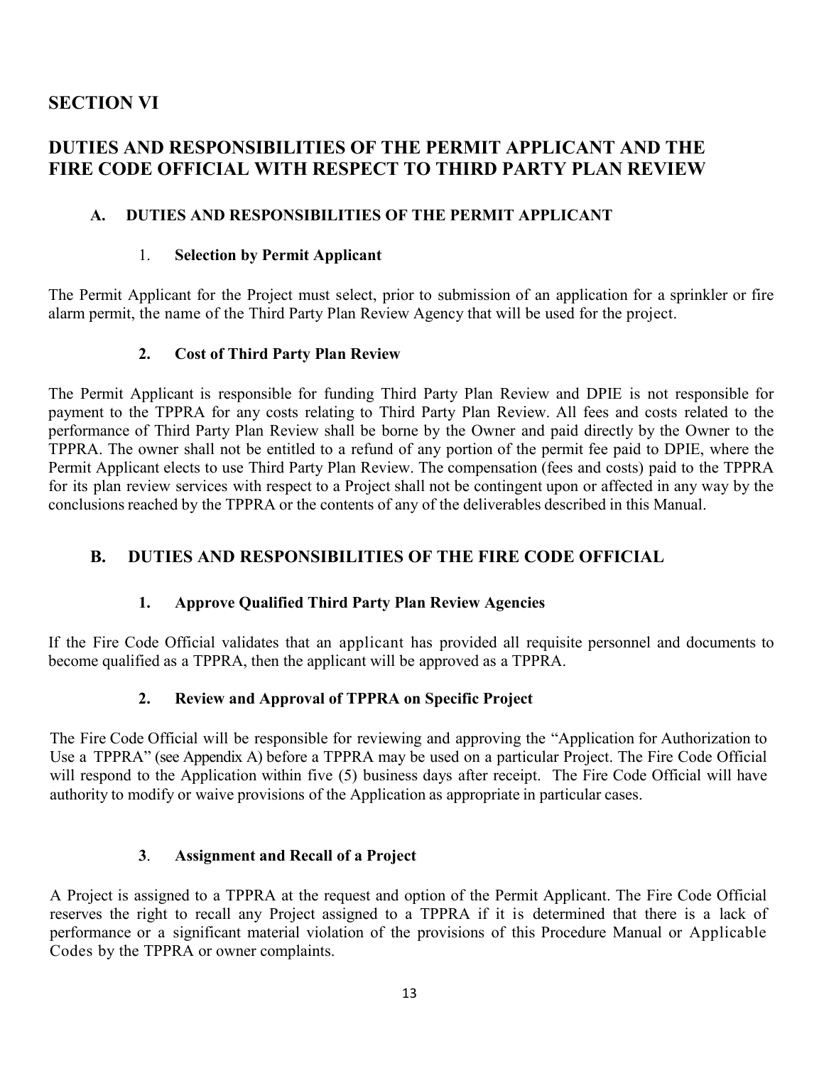# SECTION VI

# DUTIES AND RESPONSIBILITIES OF THE PERMIT APPLICANT AND THE FIRE CODE OFFICIAL WITH RESPECT TO THIRD PARTY PLAN REVIEW

## A. DUTIES AND RESPONSIBILITIES OF THE PERMIT APPLICANT

### 1. Selection by Permit Applicant

The Permit Applicant for the Project must select, prior to submission of an application for a sprinkler or fire alarm permit, the name of the Third Party Plan Review Agency that will be used for the project.

### 2. Cost of Third Party Plan Review

The Permit Applicant is responsible for funding Third Party Plan Review and DPIE is not responsible for payment to the TPPRA for any costs relating to Third Party Plan Review. All fees and costs related to the performance of Third Party Plan Review shall be borne by the Owner and paid directly by the Owner to the TPPRA. The owner shall not be entitled to a refund of any portion of the permit fee paid to DPIE, where the Permit Applicant elects to use Third Party Plan Review. The compensation (fees and costs) paid to the TPPRA for its plan review services with respect to a Project shall not be contingent upon or affected in any way by the conclusions reached by the TPPRA or the contents of any of the deliverables described in this Manual.

## B. DUTIES AND RESPONSIBILITIES OF THE FIRE CODE OFFICIAL

### 1. Approve Qualified Third Party Plan Review Agencies

If the Fire Code Official validates that an applicant has provided all requisite personnel and documents to become qualified as a TPPRA, then the applicant will be approved as a TPPRA.

### 2. Review and Approval of TPPRA on Specific Project

The Fire Code Official will be responsible for reviewing and approving the "Application for Authorization to Use a TPPRA" (see Appendix A) before a TPPRA may be used on a particular Project. The Fire Code Official will respond to the Application within five (5) business days after receipt. The Fire Code Official will have authority to modify or waive provisions of the Application as appropriate in particular cases.

### 3. Assignment and Recall of a Project

A Project is assigned to a TPPRA at the request and option of the Permit Applicant. The Fire Code Official reserves the right to recall any Project assigned to a TPPRA if it is determined that there is a lack of performance or a significant material violation of the provisions of this Procedure Manual or Applicable Codes by the TPPRA or owner complaints.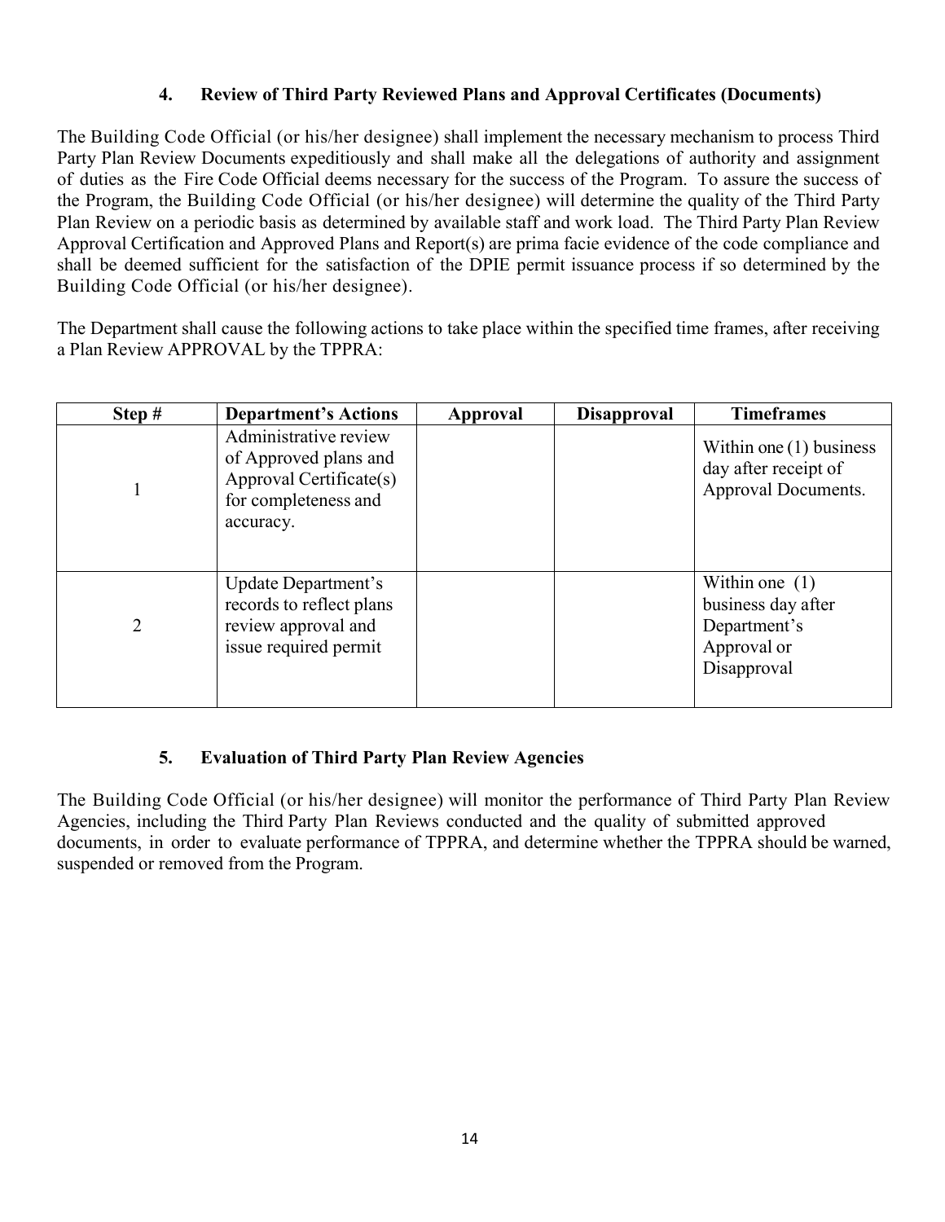### 4. Review of Third Party Reviewed Plans and Approval Certificates (Documents)

The Building Code Official (or his/her designee) shall implement the necessary mechanism to process Third Party Plan Review Documents expeditiously and shall make all the delegations of authority and assignment of duties as the Fire Code Official deems necessary for the success of the Program. To assure the success of the Program, the Building Code Official (or his/her designee) will determine the quality of the Third Party Plan Review on a periodic basis as determined by available staff and work load. The Third Party Plan Review Approval Certification and Approved Plans and Report(s) are prima facie evidence of the code compliance and shall be deemed sufficient for the satisfaction of the DPIE permit issuance process if so determined by the Building Code Official (or his/her designee).

The Department shall cause the following actions to take place within the specified time frames, after receiving a Plan Review APPROVAL by the TPPRA:

| Step # | Department's Actions | Approval | Disapproval | Timeframes |
|---|---|---|---|---|
| 1 | Administrative review of Approved plans and Approval Certificate(s) for completeness and accuracy. | | | Within one (1) business day after receipt of Approval Documents. |
| 2 | Update Department's records to reflect plans review approval and issue required permit | | | Within one (1) business day after Department's Approval or Disapproval |

### 5. Evaluation of Third Party Plan Review Agencies

The Building Code Official (or his/her designee) will monitor the performance of Third Party Plan Review Agencies, including the Third Party Plan Reviews conducted and the quality of submitted approved documents, in order to evaluate performance of TPPRA, and determine whether the TPPRA should be warned, suspended or removed from the Program.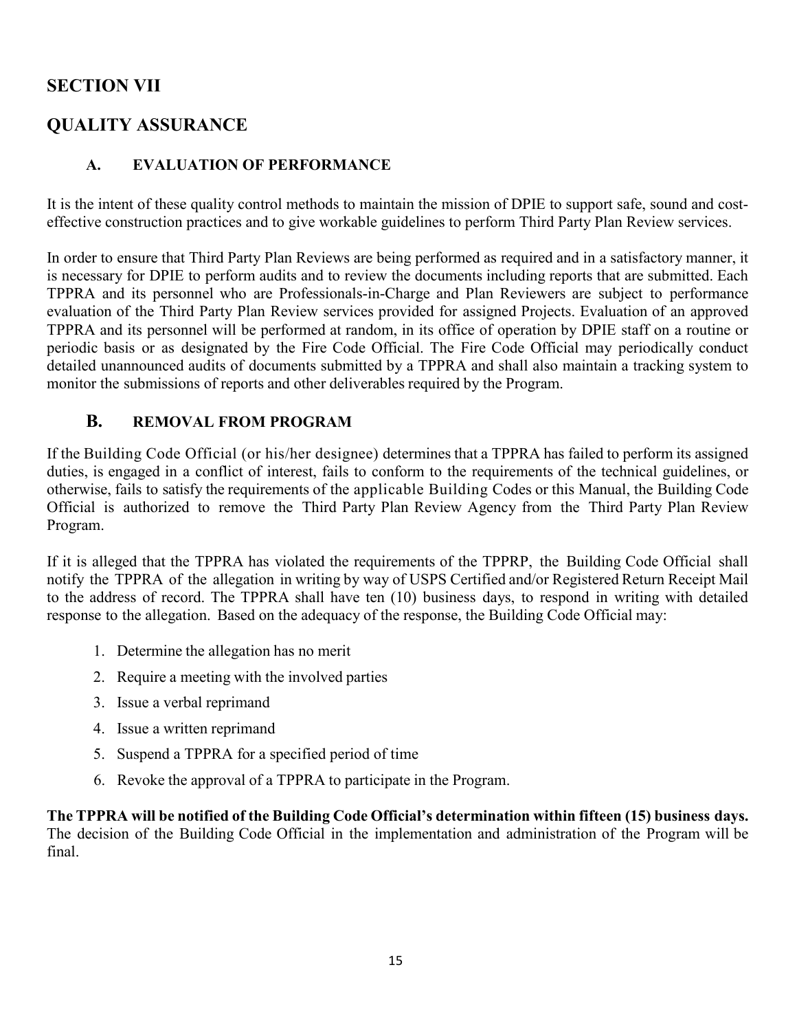## SECTION VII

## QUALITY ASSURANCE

### A. EVALUATION OF PERFORMANCE

It is the intent of these quality control methods to maintain the mission of DPIE to support safe, sound and cost-effective construction practices and to give workable guidelines to perform Third Party Plan Review services.

In order to ensure that Third Party Plan Reviews are being performed as required and in a satisfactory manner, it is necessary for DPIE to perform audits and to review the documents including reports that are submitted. Each TPPRA and its personnel who are Professionals-in-Charge and Plan Reviewers are subject to performance evaluation of the Third Party Plan Review services provided for assigned Projects. Evaluation of an approved TPPRA and its personnel will be performed at random, in its office of operation by DPIE staff on a routine or periodic basis or as designated by the Fire Code Official. The Fire Code Official may periodically conduct detailed unannounced audits of documents submitted by a TPPRA and shall also maintain a tracking system to monitor the submissions of reports and other deliverables required by the Program.

### B. REMOVAL FROM PROGRAM

If the Building Code Official (or his/her designee) determines that a TPPRA has failed to perform its assigned duties, is engaged in a conflict of interest, fails to conform to the requirements of the technical guidelines, or otherwise, fails to satisfy the requirements of the applicable Building Codes or this Manual, the Building Code Official is authorized to remove the Third Party Plan Review Agency from the Third Party Plan Review Program.

If it is alleged that the TPPRA has violated the requirements of the TPPRP, the Building Code Official shall notify the TPPRA of the allegation in writing by way of USPS Certified and/or Registered Return Receipt Mail to the address of record. The TPPRA shall have ten (10) business days, to respond in writing with detailed response to the allegation. Based on the adequacy of the response, the Building Code Official may:

1. Determine the allegation has no merit
2. Require a meeting with the involved parties
3. Issue a verbal reprimand
4. Issue a written reprimand
5. Suspend a TPPRA for a specified period of time
6. Revoke the approval of a TPPRA to participate in the Program.

**The TPPRA will be notified of the Building Code Official's determination within fifteen (15) business days.** The decision of the Building Code Official in the implementation and administration of the Program will be final.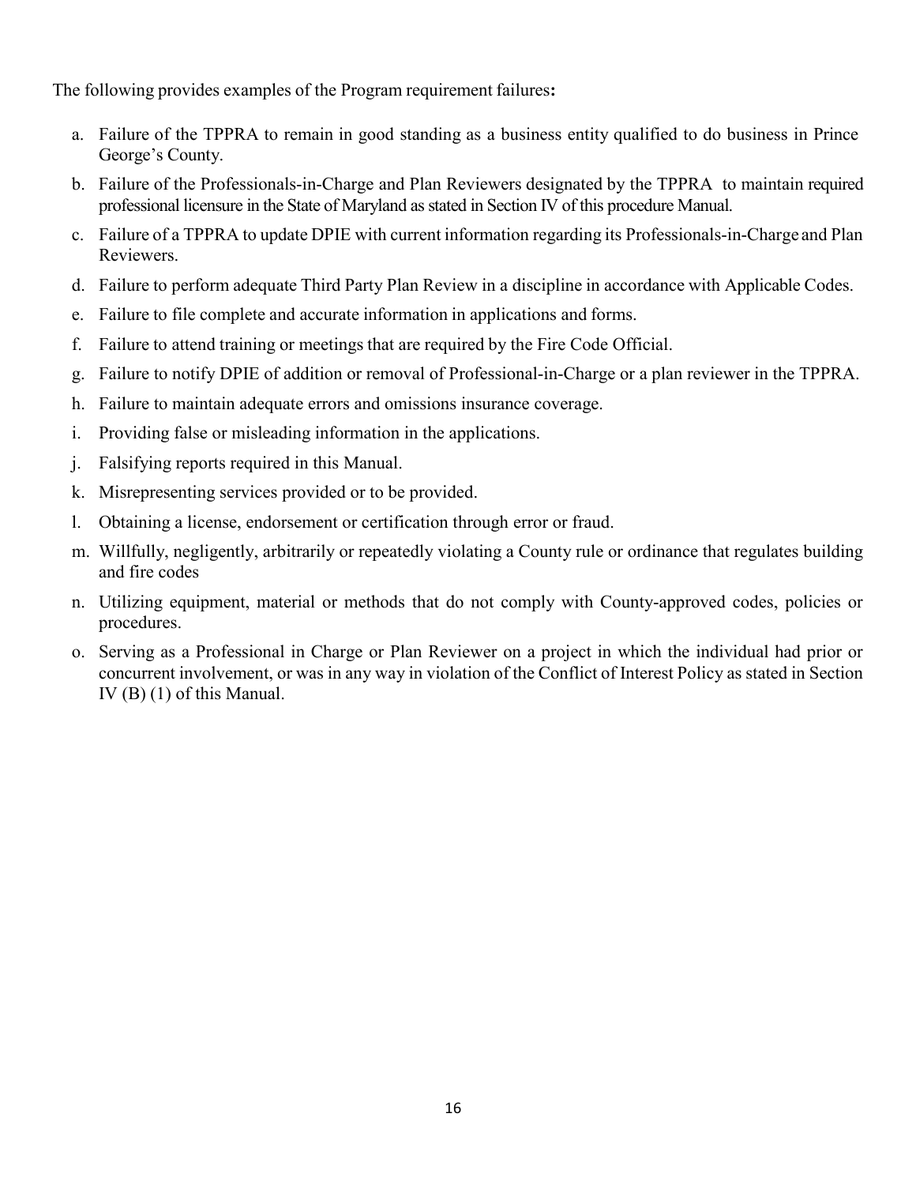The following provides examples of the Program requirement failures**:**

a. Failure of the TPPRA to remain in good standing as a business entity qualified to do business in Prince George's County.

b. Failure of the Professionals-in-Charge and Plan Reviewers designated by the TPPRA to maintain required professional licensure in the State of Maryland as stated in Section IV of this procedure Manual.

c. Failure of a TPPRA to update DPIE with current information regarding its Professionals-in-Charge and Plan Reviewers.

d. Failure to perform adequate Third Party Plan Review in a discipline in accordance with Applicable Codes.

e. Failure to file complete and accurate information in applications and forms.

f. Failure to attend training or meetings that are required by the Fire Code Official.

g. Failure to notify DPIE of addition or removal of Professional-in-Charge or a plan reviewer in the TPPRA.

h. Failure to maintain adequate errors and omissions insurance coverage.

i. Providing false or misleading information in the applications.

j. Falsifying reports required in this Manual.

k. Misrepresenting services provided or to be provided.

l. Obtaining a license, endorsement or certification through error or fraud.

m. Willfully, negligently, arbitrarily or repeatedly violating a County rule or ordinance that regulates building and fire codes

n. Utilizing equipment, material or methods that do not comply with County-approved codes, policies or procedures.

o. Serving as a Professional in Charge or Plan Reviewer on a project in which the individual had prior or concurrent involvement, or was in any way in violation of the Conflict of Interest Policy as stated in Section IV (B) (1) of this Manual.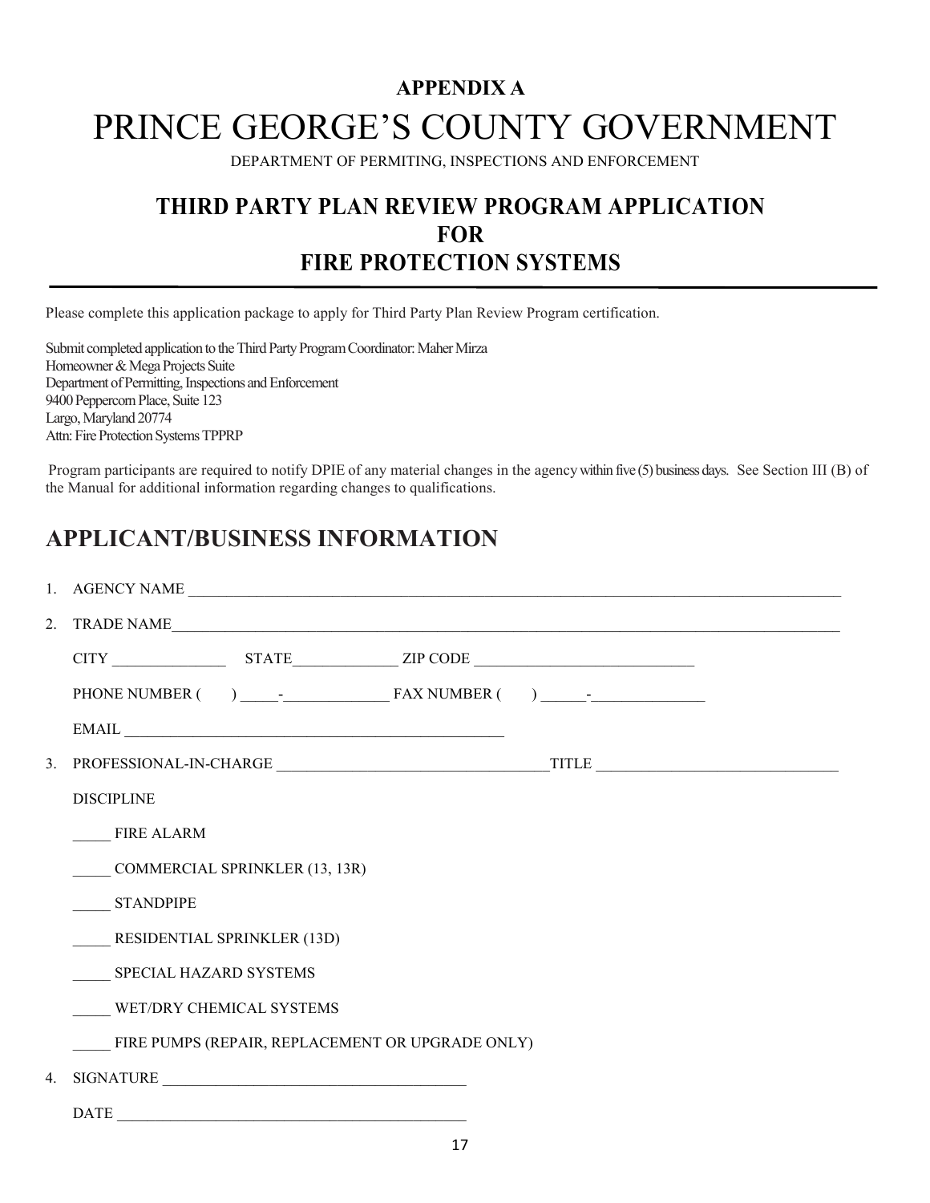**APPENDIX A**

# PRINCE GEORGE'S COUNTY GOVERNMENT

DEPARTMENT OF PERMITING, INSPECTIONS AND ENFORCEMENT

## THIRD PARTY PLAN REVIEW PROGRAM APPLICATION FOR FIRE PROTECTION SYSTEMS

---

Please complete this application package to apply for Third Party Plan Review Program certification.

Submit completed application to the Third Party Program Coordinator: Maher Mirza
Homeowner & Mega Projects Suite
Department of Permitting, Inspections and Enforcement
9400 Peppercorn Place, Suite 123
Largo, Maryland 20774
Attn: Fire Protection Systems TPPRP

Program participants are required to notify DPIE of any material changes in the agency within five (5) business days. See Section III (B) of the Manual for additional information regarding changes to qualifications.

## APPLICANT/BUSINESS INFORMATION

1. AGENCY NAME ______________________________________________________________________________

2. TRADE NAME_______________________________________________________________________________

   CITY _______________ STATE_____________ ZIP CODE _____________________________

   PHONE NUMBER (    ) _____-______________ FAX NUMBER (    ) ______-_______________

   EMAIL __________________________________________________

3. PROFESSIONAL-IN-CHARGE ___________________________________TITLE _______________________________

   DISCIPLINE

   _____ FIRE ALARM

   _____ COMMERCIAL SPRINKLER (13, 13R)

   _____ STANDPIPE

   _____ RESIDENTIAL SPRINKLER (13D)

   _____ SPECIAL HAZARD SYSTEMS

   _____ WET/DRY CHEMICAL SYSTEMS

   _____ FIRE PUMPS (REPAIR, REPLACEMENT OR UPGRADE ONLY)

4. SIGNATURE _______________________________________

   DATE _____________________________________________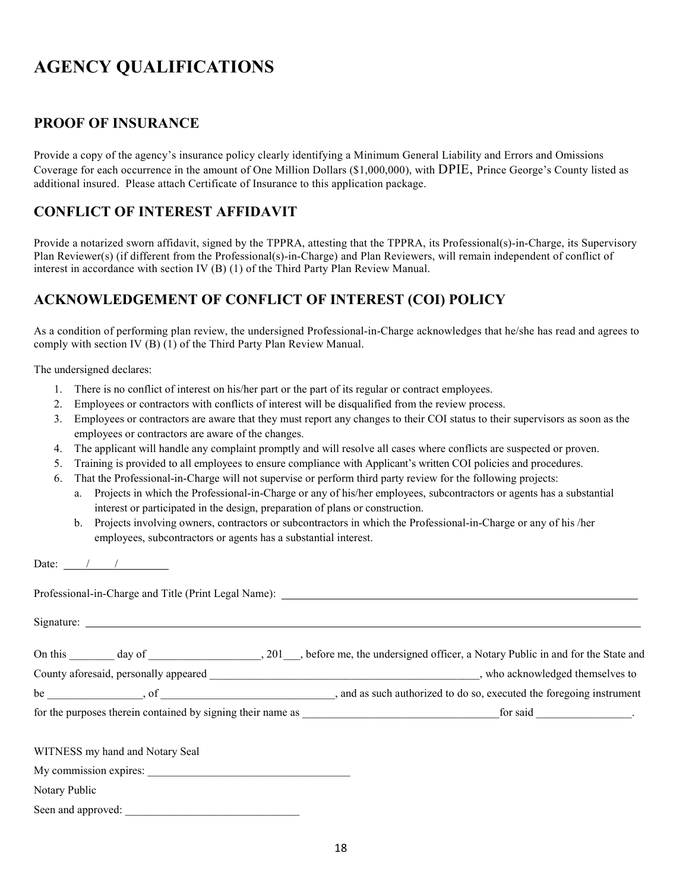# AGENCY QUALIFICATIONS

## PROOF OF INSURANCE

Provide a copy of the agency's insurance policy clearly identifying a Minimum General Liability and Errors and Omissions Coverage for each occurrence in the amount of One Million Dollars ($1,000,000), with DPIE, Prince George's County listed as additional insured. Please attach Certificate of Insurance to this application package.

## CONFLICT OF INTEREST AFFIDAVIT

Provide a notarized sworn affidavit, signed by the TPPRA, attesting that the TPPRA, its Professional(s)-in-Charge, its Supervisory Plan Reviewer(s) (if different from the Professional(s)-in-Charge) and Plan Reviewers, will remain independent of conflict of interest in accordance with section IV (B) (1) of the Third Party Plan Review Manual.

## ACKNOWLEDGEMENT OF CONFLICT OF INTEREST (COI) POLICY

As a condition of performing plan review, the undersigned Professional-in-Charge acknowledges that he/she has read and agrees to comply with section IV (B) (1) of the Third Party Plan Review Manual.

The undersigned declares:

1. There is no conflict of interest on his/her part or the part of its regular or contract employees.
2. Employees or contractors with conflicts of interest will be disqualified from the review process.
3. Employees or contractors are aware that they must report any changes to their COI status to their supervisors as soon as the employees or contractors are aware of the changes.
4. The applicant will handle any complaint promptly and will resolve all cases where conflicts are suspected or proven.
5. Training is provided to all employees to ensure compliance with Applicant's written COI policies and procedures.
6. That the Professional-in-Charge will not supervise or perform third party review for the following projects:
   a. Projects in which the Professional-in-Charge or any of his/her employees, subcontractors or agents has a substantial interest or participated in the design, preparation of plans or construction.
   b. Projects involving owners, contractors or subcontractors in which the Professional-in-Charge or any of his /her employees, subcontractors or agents has a substantial interest.

Date: ____/____/________

Professional-in-Charge and Title (Print Legal Name): ________________________________________

Signature: ________________________________________________________________

On this ________ day of ____________________, 201___, before me, the undersigned officer, a Notary Public in and for the State and County aforesaid, personally appeared __________________________________________________, who acknowledged themselves to be _________________, of ______________________________, and as such authorized to do so, executed the foregoing instrument for the purposes therein contained by signing their name as ___________________________________for said _________________.

WITNESS my hand and Notary Seal

My commission expires: ____________________________________

Notary Public

Seen and approved: _______________________________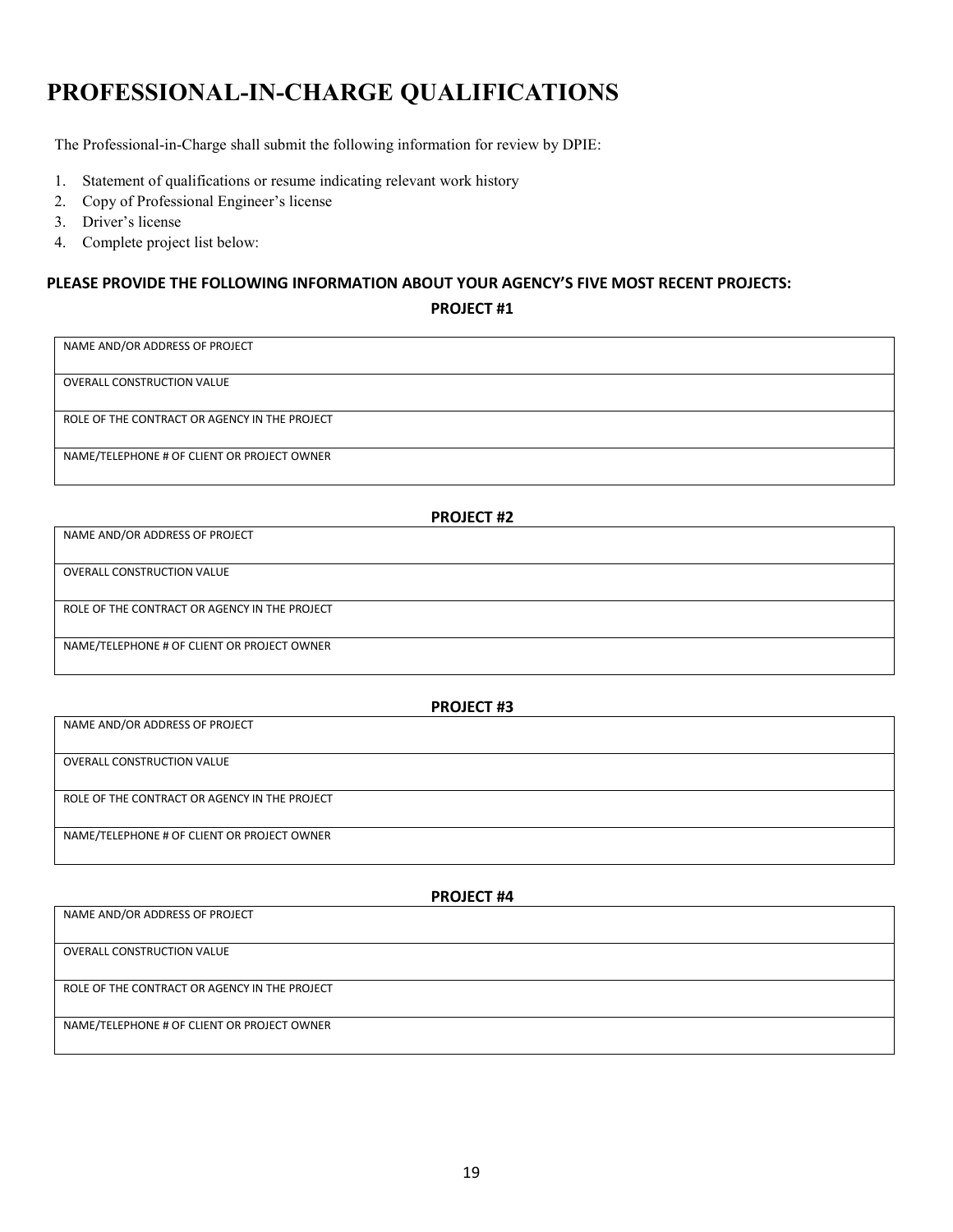# PROFESSIONAL-IN-CHARGE QUALIFICATIONS

The Professional-in-Charge shall submit the following information for review by DPIE:

1. Statement of qualifications or resume indicating relevant work history
2. Copy of Professional Engineer's license
3. Driver's license
4. Complete project list below:

**PLEASE PROVIDE THE FOLLOWING INFORMATION ABOUT YOUR AGENCY'S FIVE MOST RECENT PROJECTS:**

**PROJECT #1**

| NAME AND/OR ADDRESS OF PROJECT |
|---|
| OVERALL CONSTRUCTION VALUE |
| ROLE OF THE CONTRACT OR AGENCY IN THE PROJECT |
| NAME/TELEPHONE # OF CLIENT OR PROJECT OWNER |

**PROJECT #2**

| NAME AND/OR ADDRESS OF PROJECT |
|---|
| OVERALL CONSTRUCTION VALUE |
| ROLE OF THE CONTRACT OR AGENCY IN THE PROJECT |
| NAME/TELEPHONE # OF CLIENT OR PROJECT OWNER |

**PROJECT #3**

| NAME AND/OR ADDRESS OF PROJECT |
|---|
| OVERALL CONSTRUCTION VALUE |
| ROLE OF THE CONTRACT OR AGENCY IN THE PROJECT |
| NAME/TELEPHONE # OF CLIENT OR PROJECT OWNER |

**PROJECT #4**

| NAME AND/OR ADDRESS OF PROJECT |
|---|
| OVERALL CONSTRUCTION VALUE |
| ROLE OF THE CONTRACT OR AGENCY IN THE PROJECT |
| NAME/TELEPHONE # OF CLIENT OR PROJECT OWNER |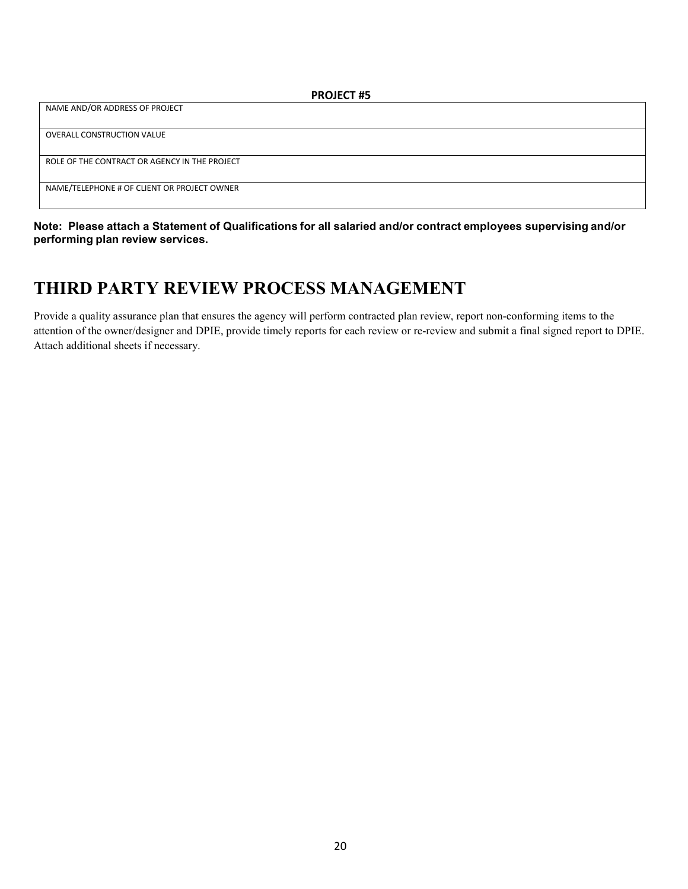**PROJECT #5**

| NAME AND/OR ADDRESS OF PROJECT |
| --- |
| OVERALL CONSTRUCTION VALUE |
| ROLE OF THE CONTRACT OR AGENCY IN THE PROJECT |
| NAME/TELEPHONE # OF CLIENT OR PROJECT OWNER |

**Note: Please attach a Statement of Qualifications for all salaried and/or contract employees supervising and/or performing plan review services.**

# THIRD PARTY REVIEW PROCESS MANAGEMENT

Provide a quality assurance plan that ensures the agency will perform contracted plan review, report non-conforming items to the attention of the owner/designer and DPIE, provide timely reports for each review or re-review and submit a final signed report to DPIE. Attach additional sheets if necessary.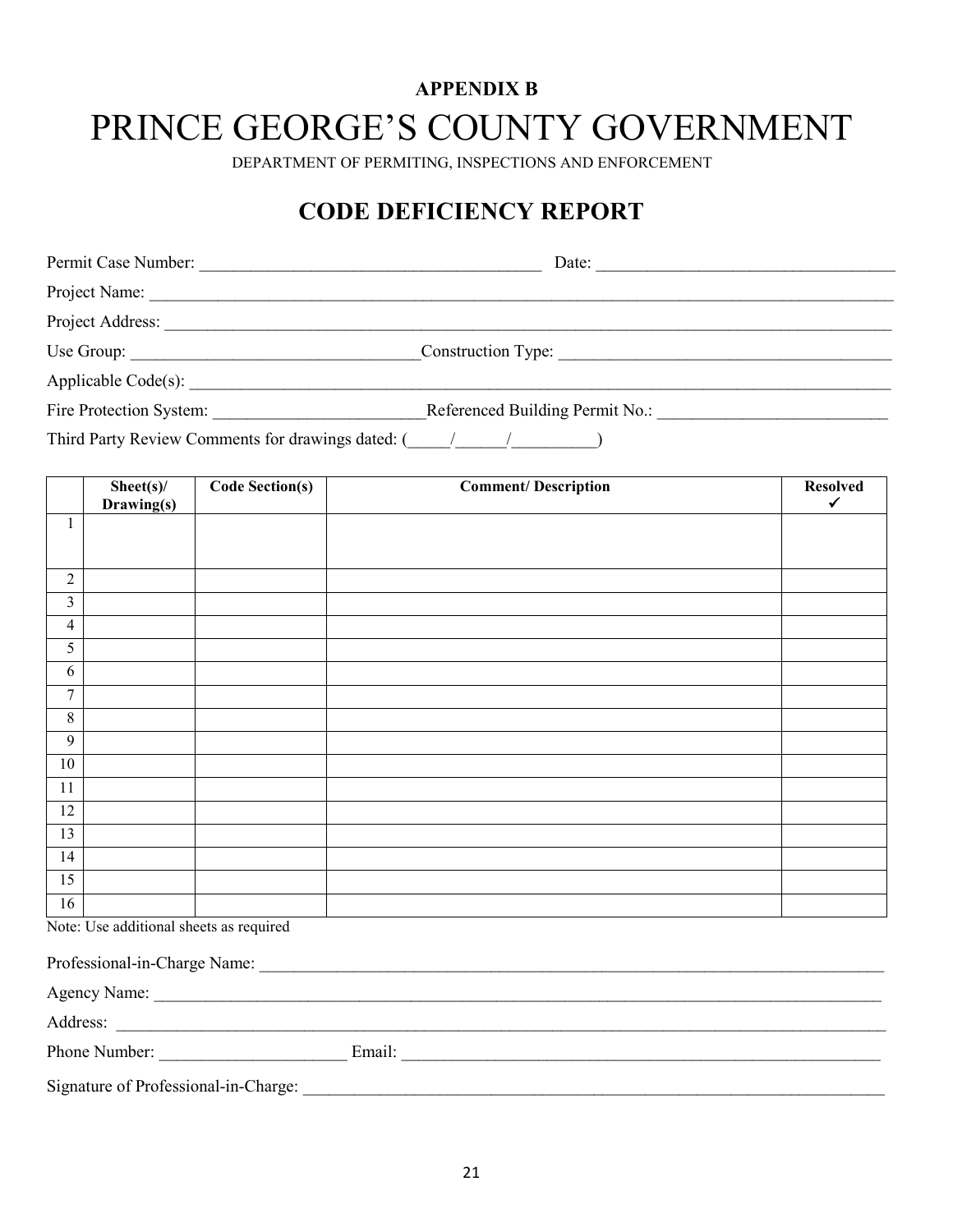**APPENDIX B**

# PRINCE GEORGE'S COUNTY GOVERNMENT

DEPARTMENT OF PERMITING, INSPECTIONS AND ENFORCEMENT

## CODE DEFICIENCY REPORT

Permit Case Number: ________________________________________ Date: __________________________________

Project Name: ________________________________________________________________________________________

Project Address: ______________________________________________________________________________________

Use Group: _________________________________Construction Type: ______________________________________

Applicable Code(s): ____________________________________________________________________________________

Fire Protection System: ________________________Referenced Building Permit No.: __________________________

Third Party Review Comments for drawings dated: (_____/______/__________)

| | Sheet(s)/ Drawing(s) | Code Section(s) | Comment/ Description | Resolved ✓ |
|---|---|---|---|---|
| 1 | | | | |
| 2 | | | | |
| 3 | | | | |
| 4 | | | | |
| 5 | | | | |
| 6 | | | | |
| 7 | | | | |
| 8 | | | | |
| 9 | | | | |
| 10 | | | | |
| 11 | | | | |
| 12 | | | | |
| 13 | | | | |
| 14 | | | | |
| 15 | | | | |
| 16 | | | | |

Note: Use additional sheets as required

Professional-in-Charge Name: __________________________________________________________________________

Agency Name: _________________________________________________________________________________________

Address: _____________________________________________________________________________________________

Phone Number: _____________________ Email: ___________________________________________________________

Signature of Professional-in-Charge: _____________________________________________________________________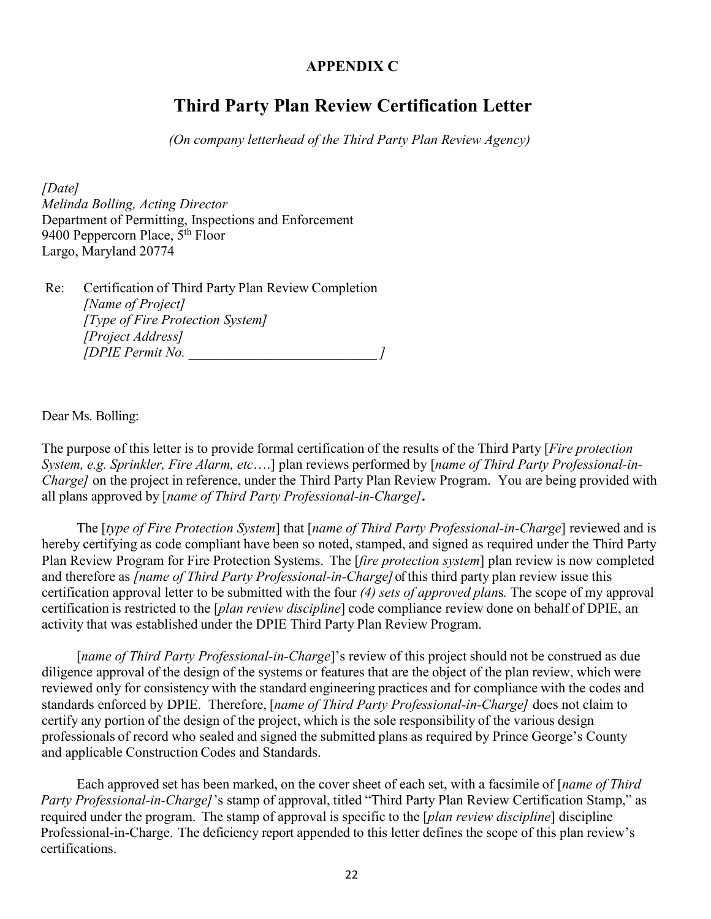**APPENDIX C**

# Third Party Plan Review Certification Letter

*(On company letterhead of the Third Party Plan Review Agency)*

*[Date]*
*Melinda Bolling, Acting Director*
Department of Permitting, Inspections and Enforcement
9400 Peppercorn Place, 5th Floor
Largo, Maryland 20774

Re: Certification of Third Party Plan Review Completion
*[Name of Project]*
*[Type of Fire Protection System]*
*[Project Address]*
*[DPIE Permit No. ___________________________ ]*

Dear Ms. Bolling:

The purpose of this letter is to provide formal certification of the results of the Third Party [*Fire protection System, e.g. Sprinkler, Fire Alarm, etc*….] plan reviews performed by [*name of Third Party Professional-in-Charge]* on the project in reference, under the Third Party Plan Review Program. You are being provided with all plans approved by [*name of Third Party Professional-in-Charge]***.**

The [*type of Fire Protection System*] that [*name of Third Party Professional-in-Charge*] reviewed and is hereby certifying as code compliant have been so noted, stamped, and signed as required under the Third Party Plan Review Program for Fire Protection Systems. The [*fire protection system*] plan review is now completed and therefore as *[name of Third Party Professional-in-Charge]* of this third party plan review issue this certification approval letter to be submitted with the four *(4) sets of approved plan*s*.* The scope of my approval certification is restricted to the [*plan review discipline*] code compliance review done on behalf of DPIE, an activity that was established under the DPIE Third Party Plan Review Program.

[*name of Third Party Professional-in-Charge*]'s review of this project should not be construed as due diligence approval of the design of the systems or features that are the object of the plan review, which were reviewed only for consistency with the standard engineering practices and for compliance with the codes and standards enforced by DPIE. Therefore, [*name of Third Party Professional-in-Charge]* does not claim to certify any portion of the design of the project, which is the sole responsibility of the various design professionals of record who sealed and signed the submitted plans as required by Prince George's County and applicable Construction Codes and Standards.

Each approved set has been marked, on the cover sheet of each set, with a facsimile of [*name of Third Party Professional-in-Charge]*'s stamp of approval, titled "Third Party Plan Review Certification Stamp," as required under the program. The stamp of approval is specific to the [*plan review discipline*] discipline Professional-in-Charge. The deficiency report appended to this letter defines the scope of this plan review's certifications.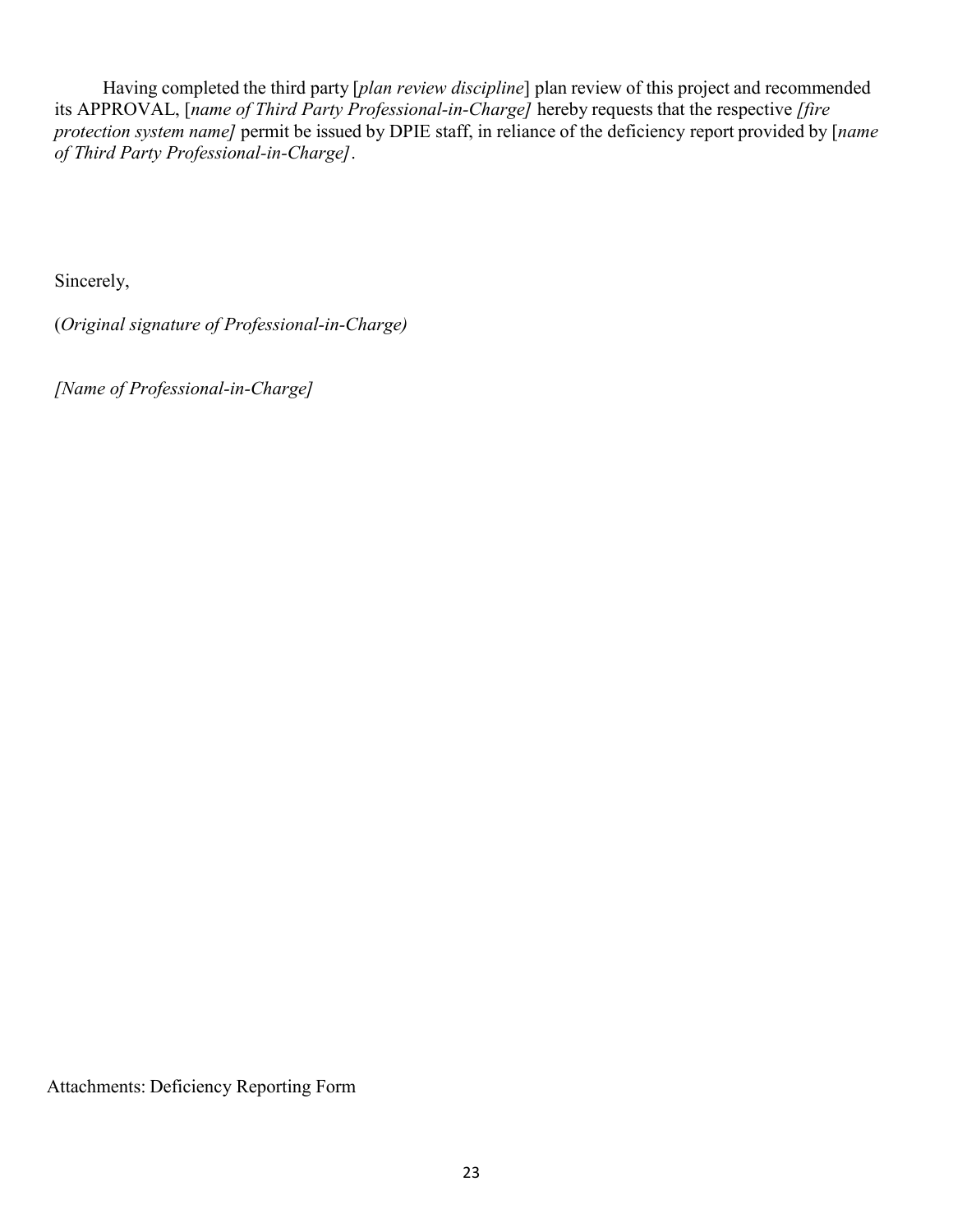Having completed the third party [*plan review discipline*] plan review of this project and recommended its APPROVAL, [*name of Third Party Professional-in-Charge]* hereby requests that the respective *[fire protection system name]* permit be issued by DPIE staff, in reliance of the deficiency report provided by [*name of Third Party Professional-in-Charge]*.

Sincerely,

(*Original signature of Professional-in-Charge)*

*[Name of Professional-in-Charge]*

Attachments: Deficiency Reporting Form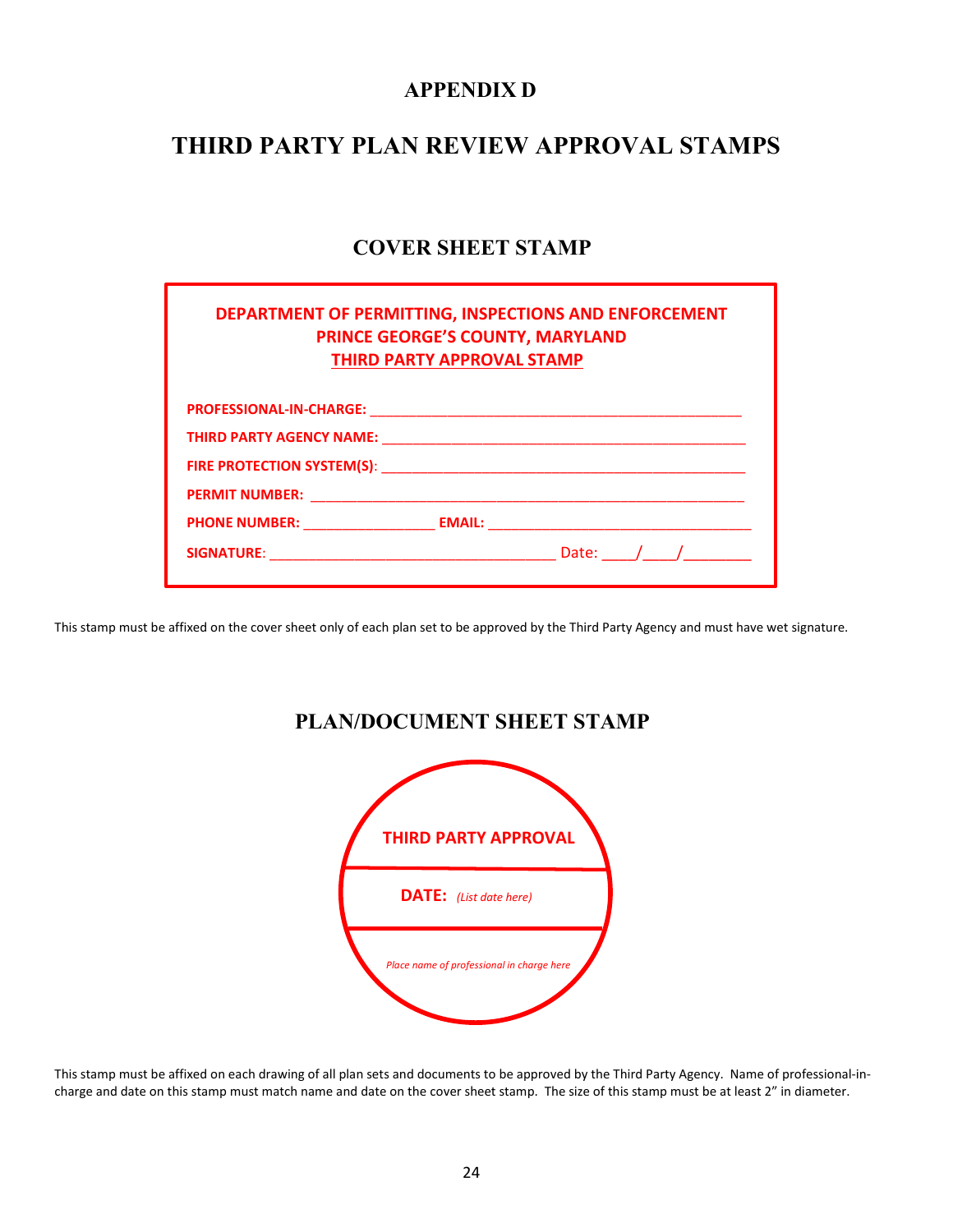# APPENDIX D

# THIRD PARTY PLAN REVIEW APPROVAL STAMPS

## COVER SHEET STAMP

**DEPARTMENT OF PERMITTING, INSPECTIONS AND ENFORCEMENT**
**PRINCE GEORGE'S COUNTY, MARYLAND**
**THIRD PARTY APPROVAL STAMP**

**PROFESSIONAL-IN-CHARGE:** ______________________________________________

**THIRD PARTY AGENCY NAME:** ______________________________________________

**FIRE PROTECTION SYSTEM(S)**: ______________________________________________

**PERMIT NUMBER:** ______________________________________________

**PHONE NUMBER:** ________________ **EMAIL:** ________________________________

**SIGNATURE**: __________________________________ Date: ____/____/________

This stamp must be affixed on the cover sheet only of each plan set to be approved by the Third Party Agency and must have wet signature.

## PLAN/DOCUMENT SHEET STAMP

**THIRD PARTY APPROVAL**

**DATE:** *(List date here)*

*Place name of professional in charge here*

This stamp must be affixed on each drawing of all plan sets and documents to be approved by the Third Party Agency. Name of professional-in-charge and date on this stamp must match name and date on the cover sheet stamp. The size of this stamp must be at least 2" in diameter.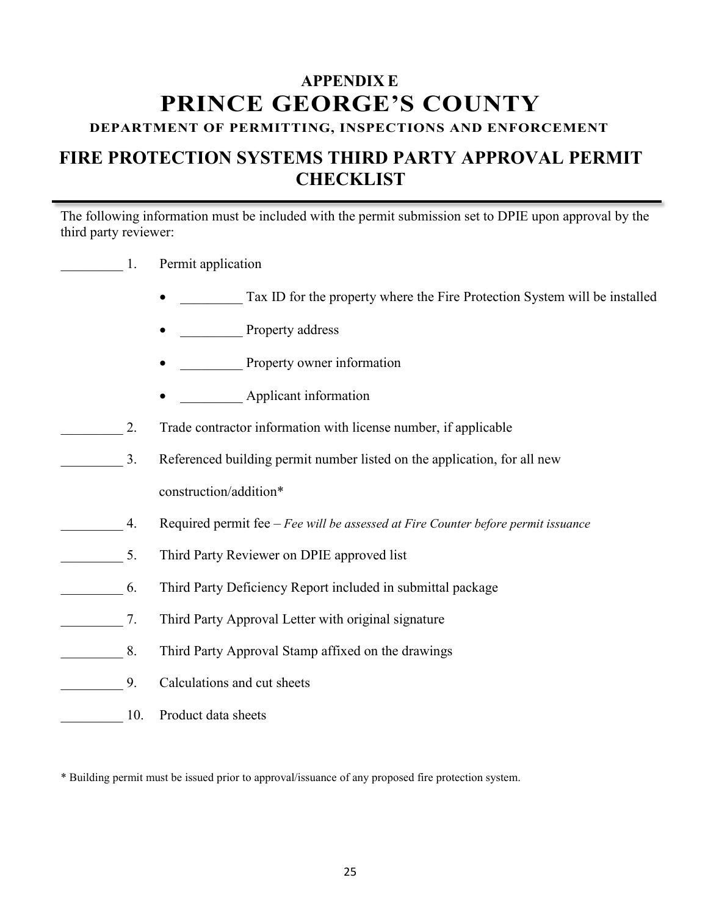# APPENDIX E

# PRINCE GEORGE'S COUNTY

### DEPARTMENT OF PERMITTING, INSPECTIONS AND ENFORCEMENT

## FIRE PROTECTION SYSTEMS THIRD PARTY APPROVAL PERMIT CHECKLIST

The following information must be included with the permit submission set to DPIE upon approval by the third party reviewer:

_________ 1. Permit application

- _________ Tax ID for the property where the Fire Protection System will be installed
- _________ Property address
- _________ Property owner information
- _________ Applicant information

_________ 2. Trade contractor information with license number, if applicable

_________ 3. Referenced building permit number listed on the application, for all new construction/addition*

_________ 4. Required permit fee – *Fee will be assessed at Fire Counter before permit issuance*

_________ 5. Third Party Reviewer on DPIE approved list

_________ 6. Third Party Deficiency Report included in submittal package

_________ 7. Third Party Approval Letter with original signature

_________ 8. Third Party Approval Stamp affixed on the drawings

_________ 9. Calculations and cut sheets

_________ 10. Product data sheets

\* Building permit must be issued prior to approval/issuance of any proposed fire protection system.